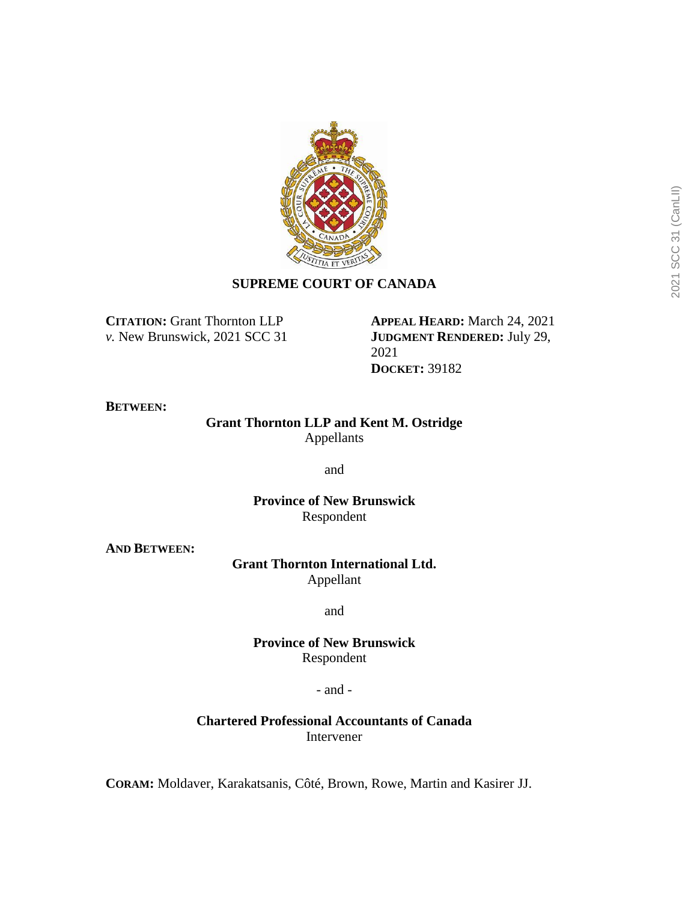# SUPREME COURT OF CANADA

**CITATION:** Grant Thornton LLP *v.* New Brunswick, 2021 SCC 31

**APPEAL HEARD:** March 24, 2021
**JUDGMENT RENDERED:** July 29, 2021
**DOCKET:** 39182

**BETWEEN:**

**Grant Thornton LLP and Kent M. Ostridge**
Appellants

and

**Province of New Brunswick**
Respondent

**AND BETWEEN:**

**Grant Thornton International Ltd.**
Appellant

and

**Province of New Brunswick**
Respondent

\- and -

**Chartered Professional Accountants of Canada**
Intervener

**CORAM:** Moldaver, Karakatsanis, Côté, Brown, Rowe, Martin and Kasirer JJ.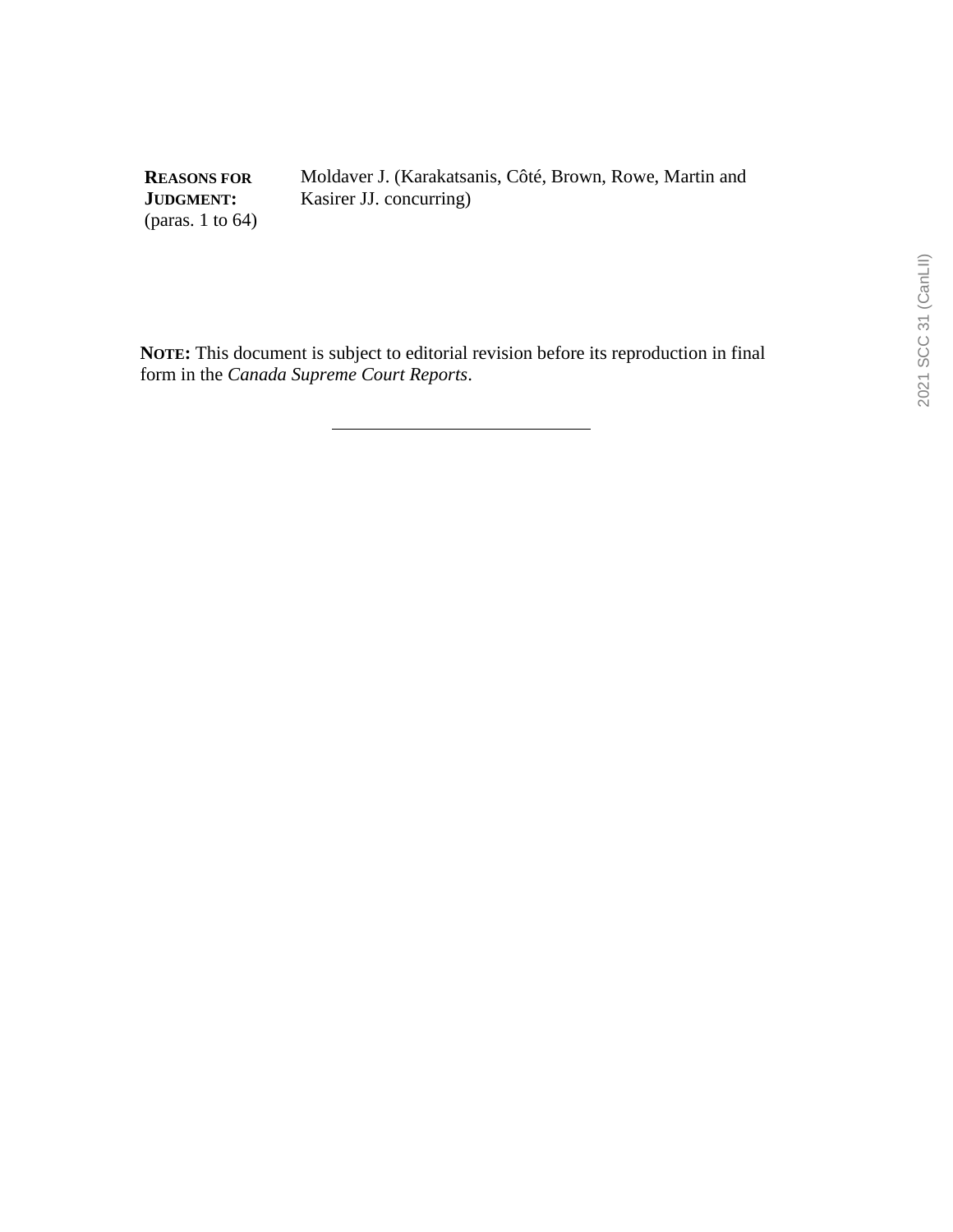| **REASONS FOR JUDGMENT:** (paras. 1 to 64) | Moldaver J. (Karakatsanis, Côté, Brown, Rowe, Martin and Kasirer JJ. concurring) |
| --- | --- |

**NOTE:** This document is subject to editorial revision before its reproduction in final form in the *Canada Supreme Court Reports*.

---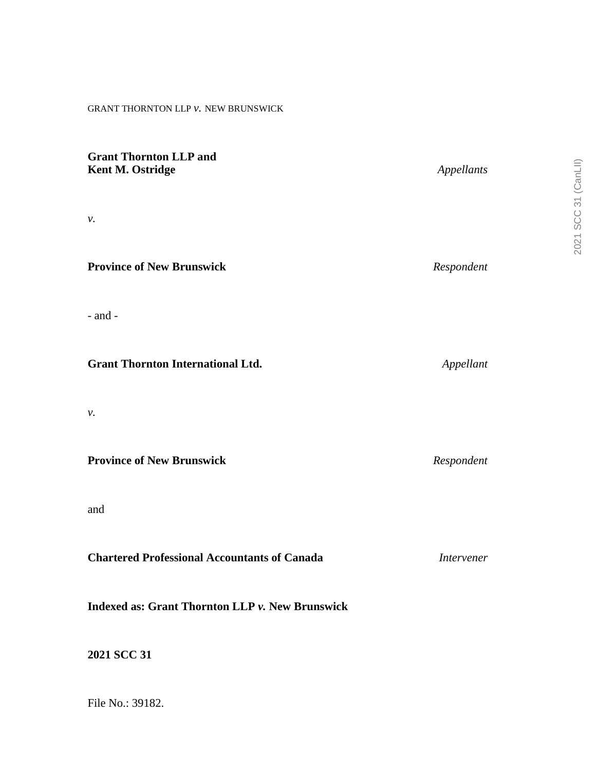GRANT THORNTON LLP *v.* NEW BRUNSWICK

**Grant Thornton LLP and**
**Kent M. Ostridge** *Appellants*

*v.*

**Province of New Brunswick** *Respondent*

- and -

**Grant Thornton International Ltd.** *Appellant*

*v.*

**Province of New Brunswick** *Respondent*

and

**Chartered Professional Accountants of Canada** *Intervener*

**Indexed as: Grant Thornton LLP *v.* New Brunswick**

**2021 SCC 31**

File No.: 39182.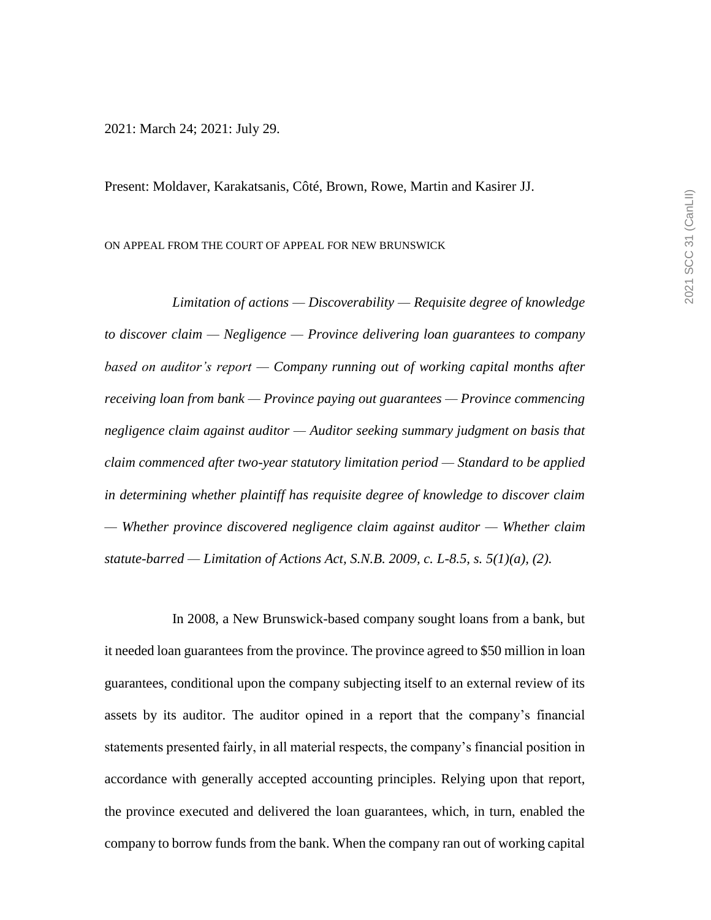2021: March 24; 2021: July 29.

Present: Moldaver, Karakatsanis, Côté, Brown, Rowe, Martin and Kasirer JJ.

ON APPEAL FROM THE COURT OF APPEAL FOR NEW BRUNSWICK

*Limitation of actions — Discoverability — Requisite degree of knowledge to discover claim — Negligence — Province delivering loan guarantees to company based on auditor's report — Company running out of working capital months after receiving loan from bank — Province paying out guarantees — Province commencing negligence claim against auditor — Auditor seeking summary judgment on basis that claim commenced after two-year statutory limitation period — Standard to be applied in determining whether plaintiff has requisite degree of knowledge to discover claim — Whether province discovered negligence claim against auditor — Whether claim statute-barred — Limitation of Actions Act, S.N.B. 2009, c. L-8.5, s. 5(1)(a), (2).*

In 2008, a New Brunswick-based company sought loans from a bank, but it needed loan guarantees from the province. The province agreed to $50 million in loan guarantees, conditional upon the company subjecting itself to an external review of its assets by its auditor. The auditor opined in a report that the company's financial statements presented fairly, in all material respects, the company's financial position in accordance with generally accepted accounting principles. Relying upon that report, the province executed and delivered the loan guarantees, which, in turn, enabled the company to borrow funds from the bank. When the company ran out of working capital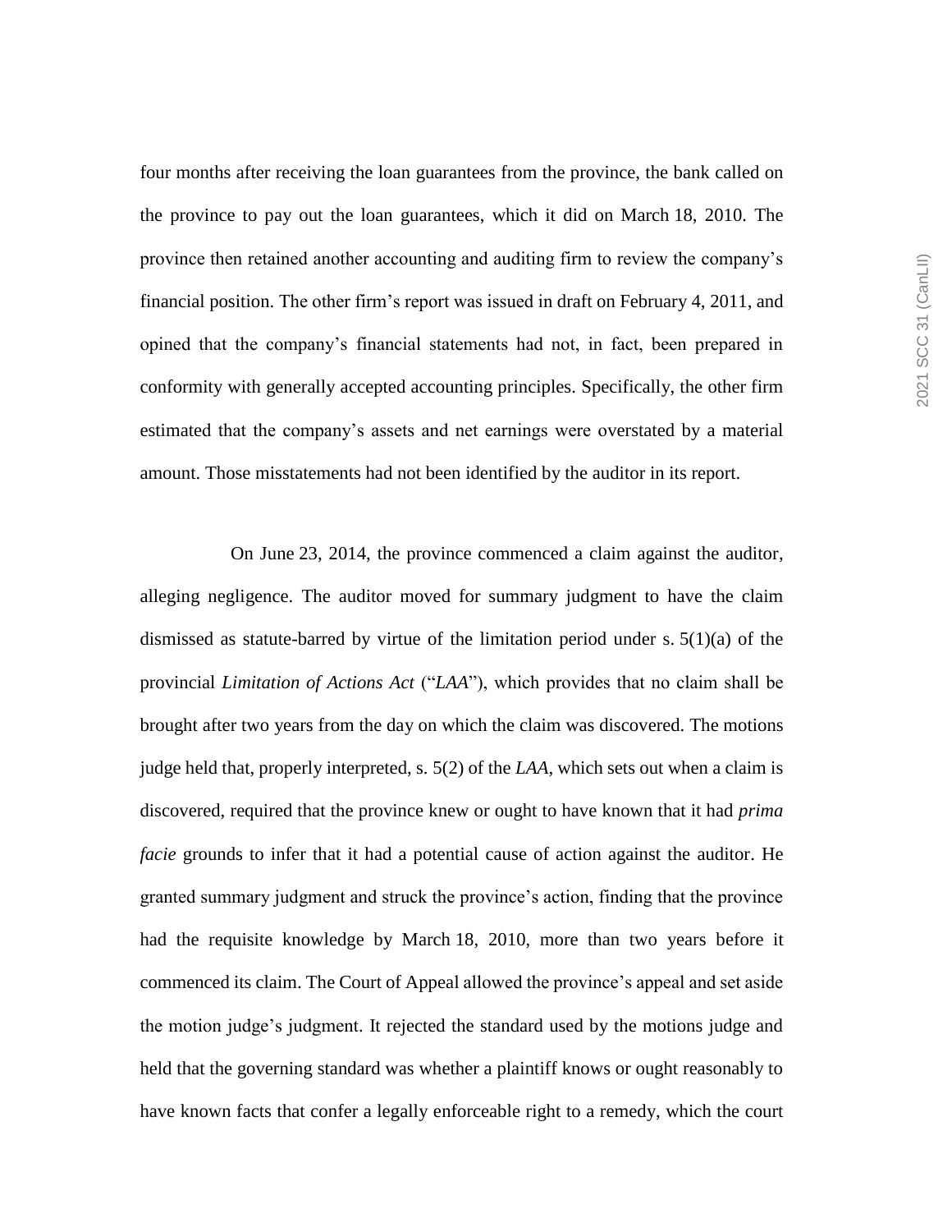four months after receiving the loan guarantees from the province, the bank called on the province to pay out the loan guarantees, which it did on March 18, 2010. The province then retained another accounting and auditing firm to review the company's financial position. The other firm's report was issued in draft on February 4, 2011, and opined that the company's financial statements had not, in fact, been prepared in conformity with generally accepted accounting principles. Specifically, the other firm estimated that the company's assets and net earnings were overstated by a material amount. Those misstatements had not been identified by the auditor in its report.

On June 23, 2014, the province commenced a claim against the auditor, alleging negligence. The auditor moved for summary judgment to have the claim dismissed as statute-barred by virtue of the limitation period under s. 5(1)(a) of the provincial *Limitation of Actions Act* ("*LAA*"), which provides that no claim shall be brought after two years from the day on which the claim was discovered. The motions judge held that, properly interpreted, s. 5(2) of the *LAA*, which sets out when a claim is discovered, required that the province knew or ought to have known that it had *prima facie* grounds to infer that it had a potential cause of action against the auditor. He granted summary judgment and struck the province's action, finding that the province had the requisite knowledge by March 18, 2010, more than two years before it commenced its claim. The Court of Appeal allowed the province's appeal and set aside the motion judge's judgment. It rejected the standard used by the motions judge and held that the governing standard was whether a plaintiff knows or ought reasonably to have known facts that confer a legally enforceable right to a remedy, which the court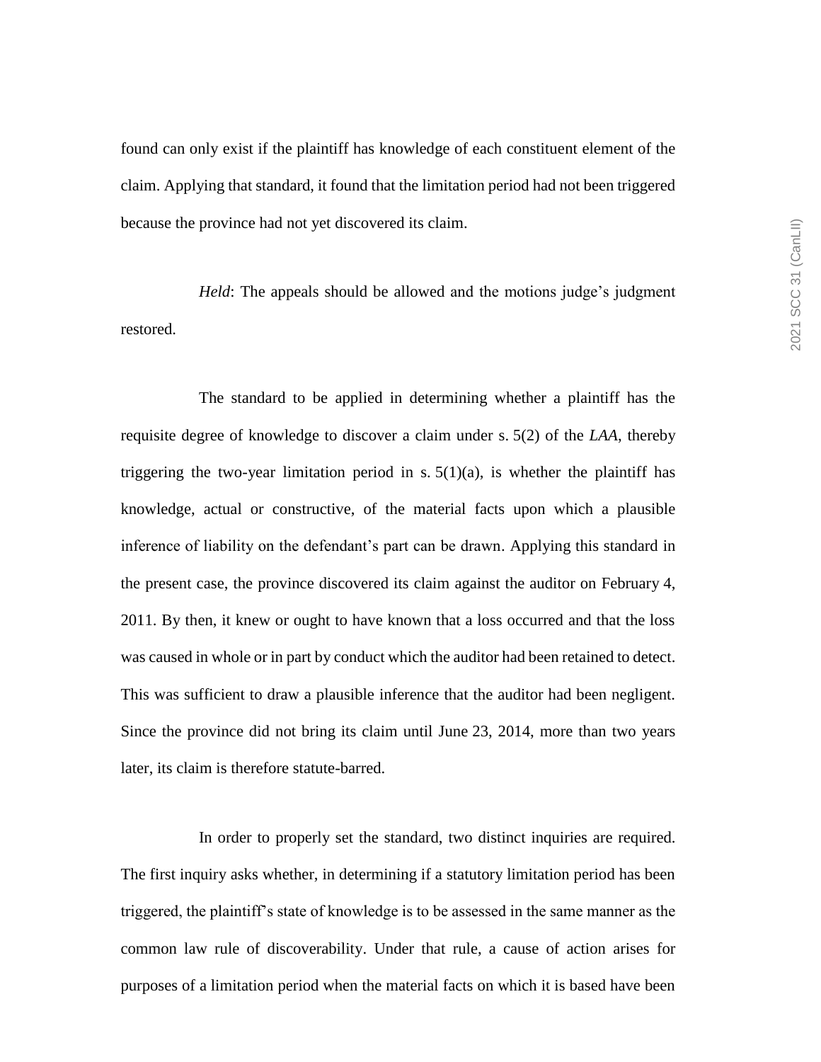found can only exist if the plaintiff has knowledge of each constituent element of the claim. Applying that standard, it found that the limitation period had not been triggered because the province had not yet discovered its claim.

*Held*: The appeals should be allowed and the motions judge's judgment restored.

The standard to be applied in determining whether a plaintiff has the requisite degree of knowledge to discover a claim under s. 5(2) of the *LAA*, thereby triggering the two-year limitation period in s. 5(1)(a), is whether the plaintiff has knowledge, actual or constructive, of the material facts upon which a plausible inference of liability on the defendant's part can be drawn. Applying this standard in the present case, the province discovered its claim against the auditor on February 4, 2011. By then, it knew or ought to have known that a loss occurred and that the loss was caused in whole or in part by conduct which the auditor had been retained to detect. This was sufficient to draw a plausible inference that the auditor had been negligent. Since the province did not bring its claim until June 23, 2014, more than two years later, its claim is therefore statute-barred.

In order to properly set the standard, two distinct inquiries are required. The first inquiry asks whether, in determining if a statutory limitation period has been triggered, the plaintiff's state of knowledge is to be assessed in the same manner as the common law rule of discoverability. Under that rule, a cause of action arises for purposes of a limitation period when the material facts on which it is based have been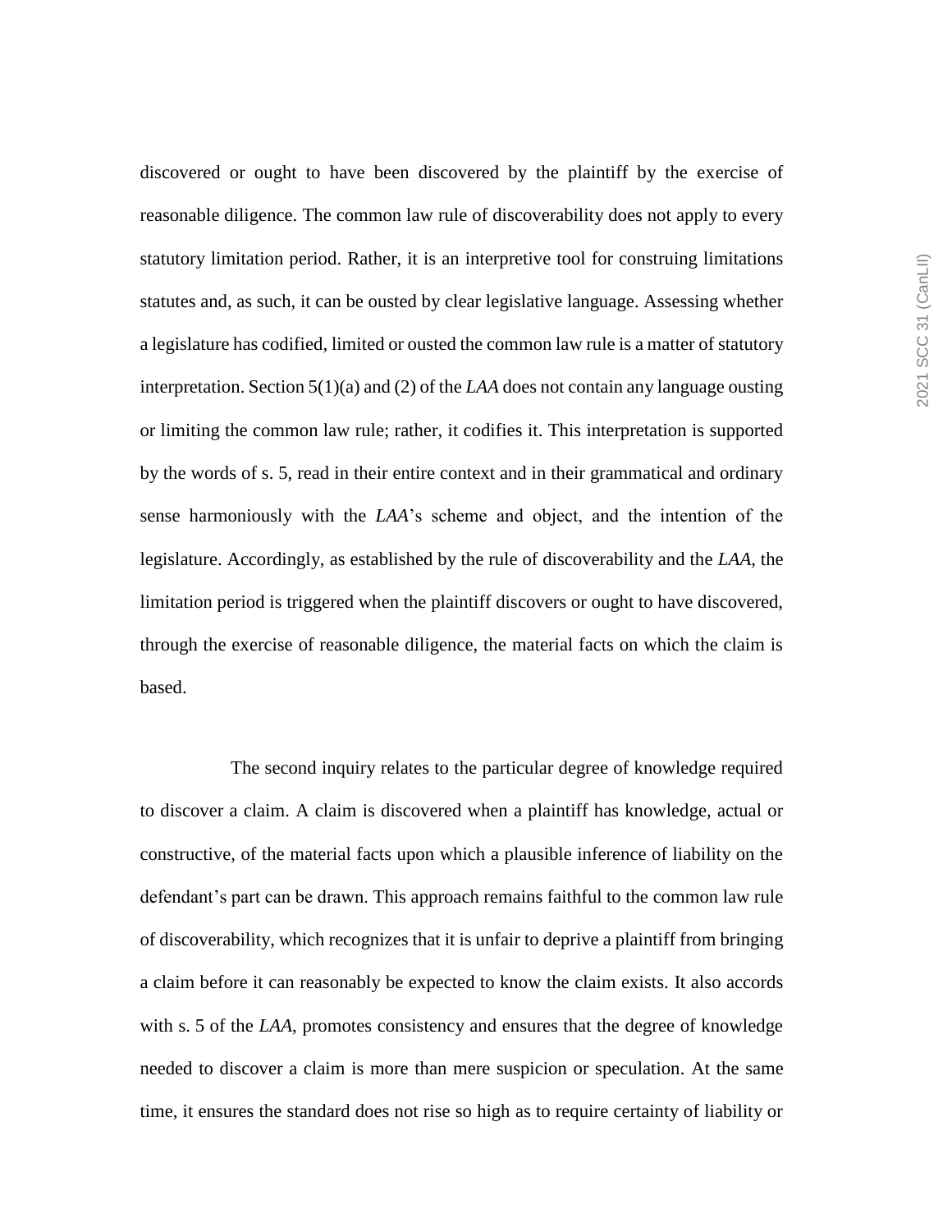discovered or ought to have been discovered by the plaintiff by the exercise of reasonable diligence. The common law rule of discoverability does not apply to every statutory limitation period. Rather, it is an interpretive tool for construing limitations statutes and, as such, it can be ousted by clear legislative language. Assessing whether a legislature has codified, limited or ousted the common law rule is a matter of statutory interpretation. Section 5(1)(a) and (2) of the *LAA* does not contain any language ousting or limiting the common law rule; rather, it codifies it. This interpretation is supported by the words of s. 5, read in their entire context and in their grammatical and ordinary sense harmoniously with the *LAA*'s scheme and object, and the intention of the legislature. Accordingly, as established by the rule of discoverability and the *LAA*, the limitation period is triggered when the plaintiff discovers or ought to have discovered, through the exercise of reasonable diligence, the material facts on which the claim is based.

The second inquiry relates to the particular degree of knowledge required to discover a claim. A claim is discovered when a plaintiff has knowledge, actual or constructive, of the material facts upon which a plausible inference of liability on the defendant's part can be drawn. This approach remains faithful to the common law rule of discoverability, which recognizes that it is unfair to deprive a plaintiff from bringing a claim before it can reasonably be expected to know the claim exists. It also accords with s. 5 of the *LAA*, promotes consistency and ensures that the degree of knowledge needed to discover a claim is more than mere suspicion or speculation. At the same time, it ensures the standard does not rise so high as to require certainty of liability or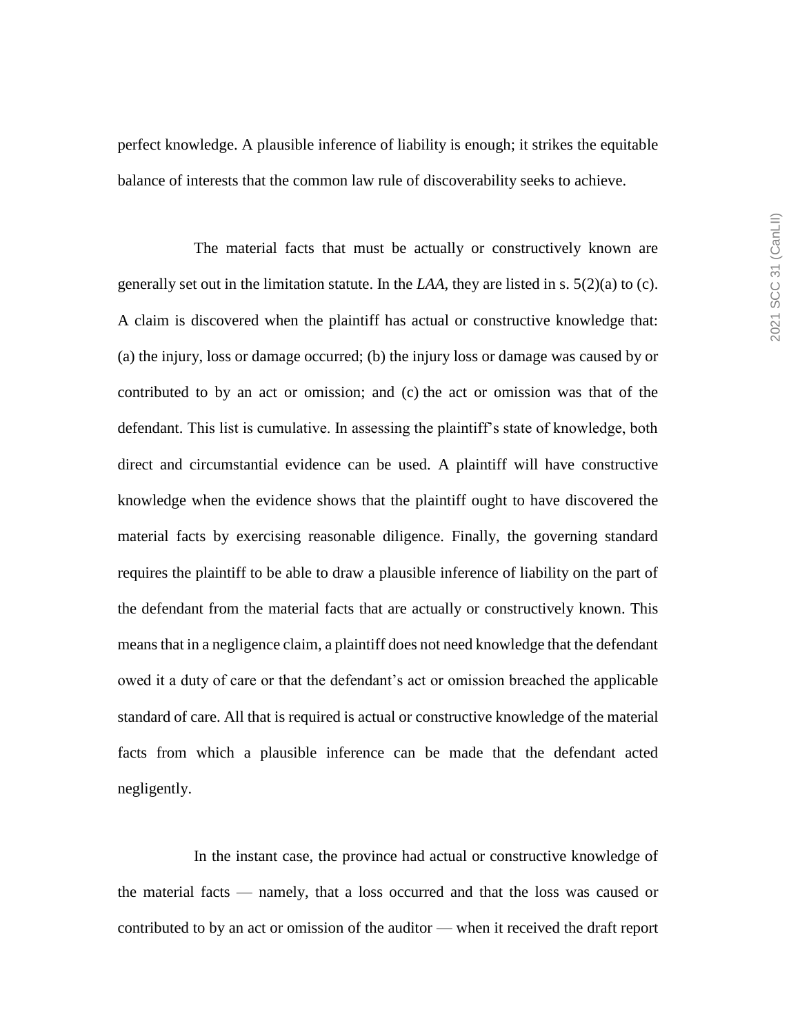perfect knowledge. A plausible inference of liability is enough; it strikes the equitable balance of interests that the common law rule of discoverability seeks to achieve.

The material facts that must be actually or constructively known are generally set out in the limitation statute. In the *LAA*, they are listed in s. 5(2)(a) to (c). A claim is discovered when the plaintiff has actual or constructive knowledge that: (a) the injury, loss or damage occurred; (b) the injury loss or damage was caused by or contributed to by an act or omission; and (c) the act or omission was that of the defendant. This list is cumulative. In assessing the plaintiff's state of knowledge, both direct and circumstantial evidence can be used. A plaintiff will have constructive knowledge when the evidence shows that the plaintiff ought to have discovered the material facts by exercising reasonable diligence. Finally, the governing standard requires the plaintiff to be able to draw a plausible inference of liability on the part of the defendant from the material facts that are actually or constructively known. This means that in a negligence claim, a plaintiff does not need knowledge that the defendant owed it a duty of care or that the defendant's act or omission breached the applicable standard of care. All that is required is actual or constructive knowledge of the material facts from which a plausible inference can be made that the defendant acted negligently.

In the instant case, the province had actual or constructive knowledge of the material facts — namely, that a loss occurred and that the loss was caused or contributed to by an act or omission of the auditor — when it received the draft report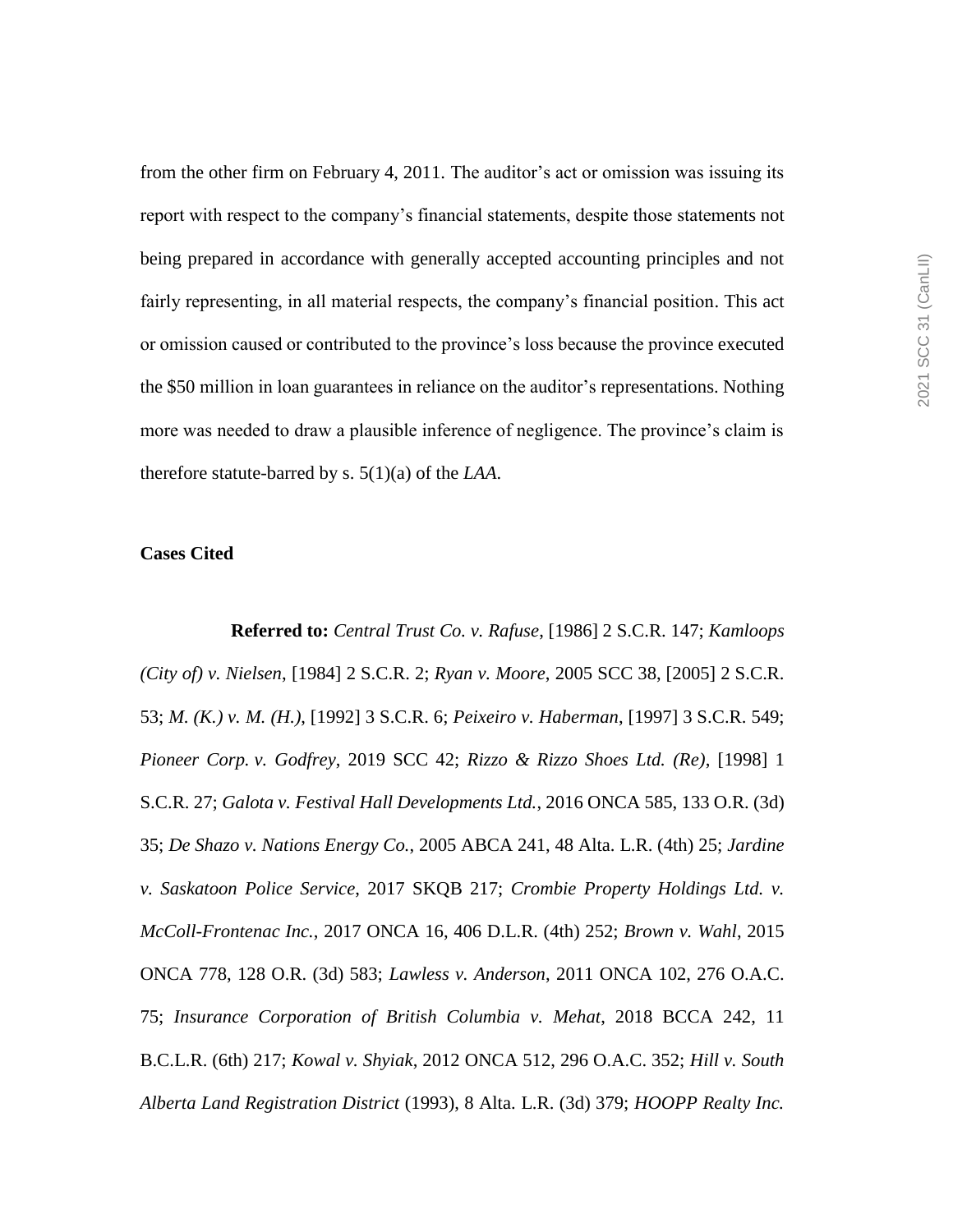from the other firm on February 4, 2011. The auditor's act or omission was issuing its report with respect to the company's financial statements, despite those statements not being prepared in accordance with generally accepted accounting principles and not fairly representing, in all material respects, the company's financial position. This act or omission caused or contributed to the province's loss because the province executed the $50 million in loan guarantees in reliance on the auditor's representations. Nothing more was needed to draw a plausible inference of negligence. The province's claim is therefore statute-barred by s. 5(1)(a) of the *LAA*.

**Cases Cited**

**Referred to:** *Central Trust Co. v. Rafuse*, [1986] 2 S.C.R. 147; *Kamloops (City of) v. Nielsen*, [1984] 2 S.C.R. 2; *Ryan v. Moore*, 2005 SCC 38, [2005] 2 S.C.R. 53; *M. (K.) v. M. (H.)*, [1992] 3 S.C.R. 6; *Peixeiro v. Haberman*, [1997] 3 S.C.R. 549; *Pioneer Corp. v. Godfrey*, 2019 SCC 42; *Rizzo & Rizzo Shoes Ltd. (Re)*, [1998] 1 S.C.R. 27; *Galota v. Festival Hall Developments Ltd.*, 2016 ONCA 585, 133 O.R. (3d) 35; *De Shazo v. Nations Energy Co.*, 2005 ABCA 241, 48 Alta. L.R. (4th) 25; *Jardine v. Saskatoon Police Service*, 2017 SKQB 217; *Crombie Property Holdings Ltd. v. McColl-Frontenac Inc.*, 2017 ONCA 16, 406 D.L.R. (4th) 252; *Brown v. Wahl*, 2015 ONCA 778, 128 O.R. (3d) 583; *Lawless v. Anderson*, 2011 ONCA 102, 276 O.A.C. 75; *Insurance Corporation of British Columbia v. Mehat*, 2018 BCCA 242, 11 B.C.L.R. (6th) 217; *Kowal v. Shyiak*, 2012 ONCA 512, 296 O.A.C. 352; *Hill v. South Alberta Land Registration District* (1993), 8 Alta. L.R. (3d) 379; *HOOPP Realty Inc.*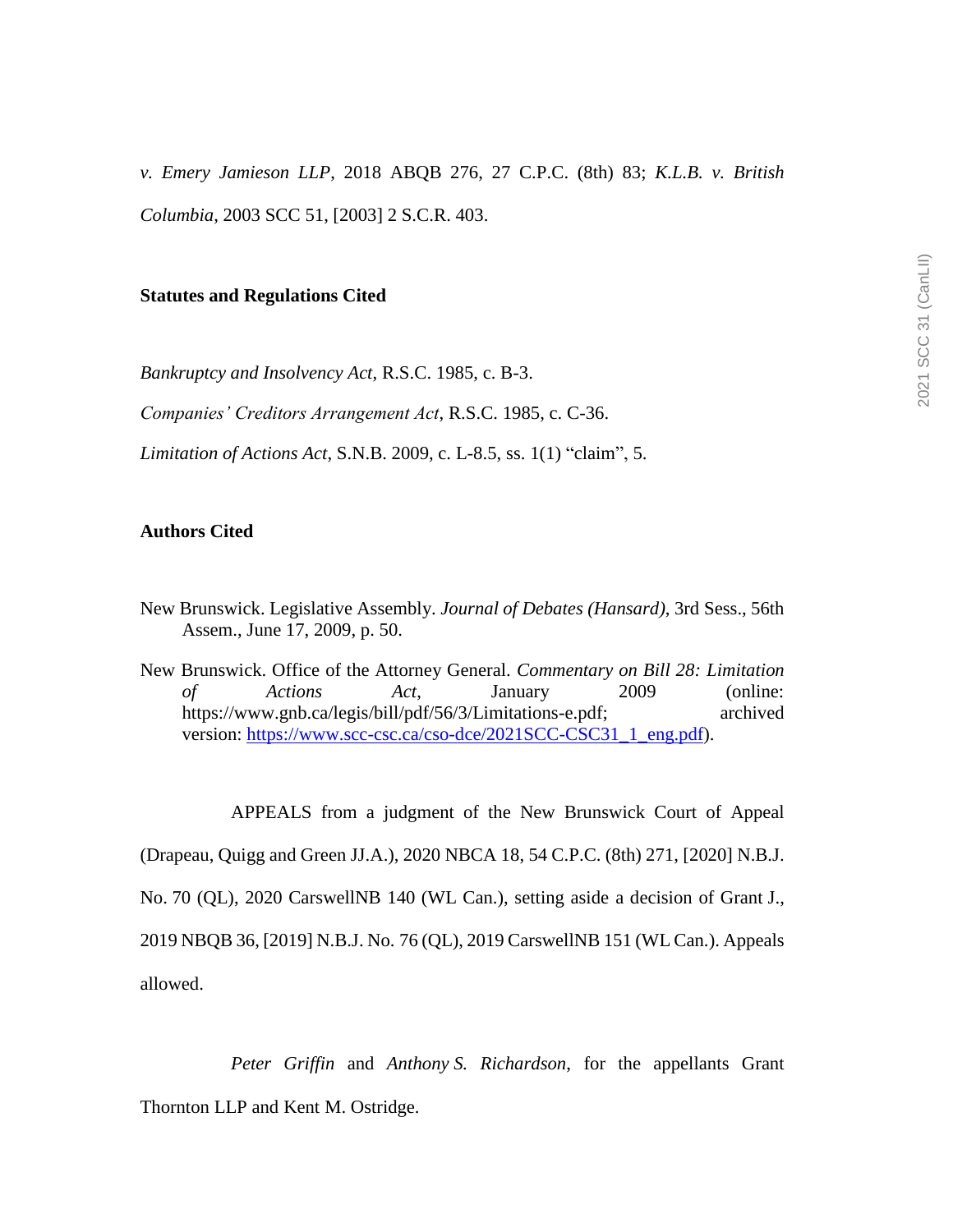*v. Emery Jamieson LLP*, 2018 ABQB 276, 27 C.P.C. (8th) 83; *K.L.B. v. British Columbia*, 2003 SCC 51, [2003] 2 S.C.R. 403.

**Statutes and Regulations Cited**

*Bankruptcy and Insolvency Act*, R.S.C. 1985, c. B-3.

*Companies' Creditors Arrangement Act*, R.S.C. 1985, c. C-36.

*Limitation of Actions Act*, S.N.B. 2009, c. L-8.5, ss. 1(1) "claim", 5.

**Authors Cited**

New Brunswick. Legislative Assembly. *Journal of Debates (Hansard)*, 3rd Sess., 56th Assem., June 17, 2009, p. 50.

New Brunswick. Office of the Attorney General. *Commentary on Bill 28: Limitation of Actions Act*, January 2009 (online: https://www.gnb.ca/legis/bill/pdf/56/3/Limitations-e.pdf; archived version: https://www.scc-csc.ca/cso-dce/2021SCC-CSC31_1_eng.pdf).

APPEALS from a judgment of the New Brunswick Court of Appeal (Drapeau, Quigg and Green JJ.A.), 2020 NBCA 18, 54 C.P.C. (8th) 271, [2020] N.B.J. No. 70 (QL), 2020 CarswellNB 140 (WL Can.), setting aside a decision of Grant J., 2019 NBQB 36, [2019] N.B.J. No. 76 (QL), 2019 CarswellNB 151 (WL Can.). Appeals allowed.

*Peter Griffin* and *Anthony S. Richardson*, for the appellants Grant Thornton LLP and Kent M. Ostridge.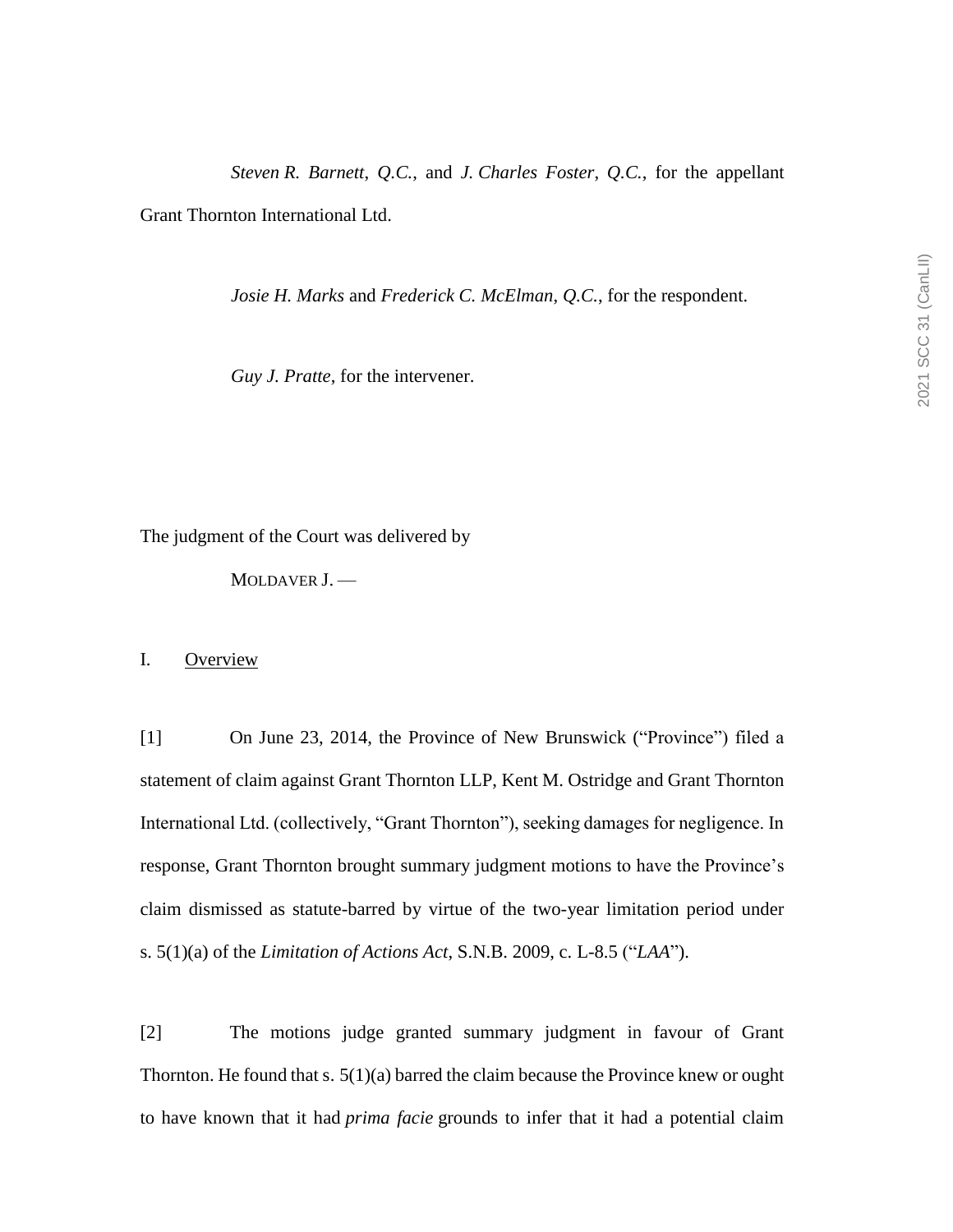*Steven R. Barnett*, *Q.C.*, and *J. Charles Foster*, *Q.C.*, for the appellant Grant Thornton International Ltd.

*Josie H. Marks* and *Frederick C. McElman*, *Q.C.*, for the respondent.

*Guy J. Pratte*, for the intervener.

The judgment of the Court was delivered by

MOLDAVER J. —

## I. Overview

[1] On June 23, 2014, the Province of New Brunswick ("Province") filed a statement of claim against Grant Thornton LLP, Kent M. Ostridge and Grant Thornton International Ltd. (collectively, "Grant Thornton"), seeking damages for negligence. In response, Grant Thornton brought summary judgment motions to have the Province's claim dismissed as statute-barred by virtue of the two-year limitation period under s. 5(1)(a) of the *Limitation of Actions Act*, S.N.B. 2009, c. L-8.5 ("*LAA*").

[2] The motions judge granted summary judgment in favour of Grant Thornton. He found that s. 5(1)(a) barred the claim because the Province knew or ought to have known that it had *prima facie* grounds to infer that it had a potential claim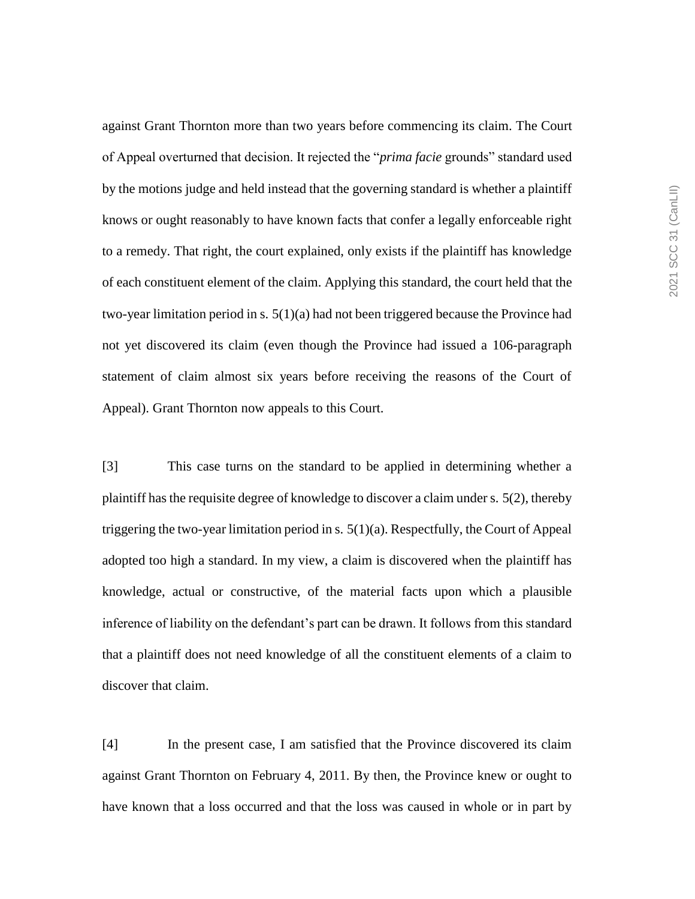against Grant Thornton more than two years before commencing its claim. The Court of Appeal overturned that decision. It rejected the "*prima facie* grounds" standard used by the motions judge and held instead that the governing standard is whether a plaintiff knows or ought reasonably to have known facts that confer a legally enforceable right to a remedy. That right, the court explained, only exists if the plaintiff has knowledge of each constituent element of the claim. Applying this standard, the court held that the two-year limitation period in s. 5(1)(a) had not been triggered because the Province had not yet discovered its claim (even though the Province had issued a 106-paragraph statement of claim almost six years before receiving the reasons of the Court of Appeal). Grant Thornton now appeals to this Court.

[3] This case turns on the standard to be applied in determining whether a plaintiff has the requisite degree of knowledge to discover a claim under s. 5(2), thereby triggering the two-year limitation period in s. 5(1)(a). Respectfully, the Court of Appeal adopted too high a standard. In my view, a claim is discovered when the plaintiff has knowledge, actual or constructive, of the material facts upon which a plausible inference of liability on the defendant's part can be drawn. It follows from this standard that a plaintiff does not need knowledge of all the constituent elements of a claim to discover that claim.

[4] In the present case, I am satisfied that the Province discovered its claim against Grant Thornton on February 4, 2011. By then, the Province knew or ought to have known that a loss occurred and that the loss was caused in whole or in part by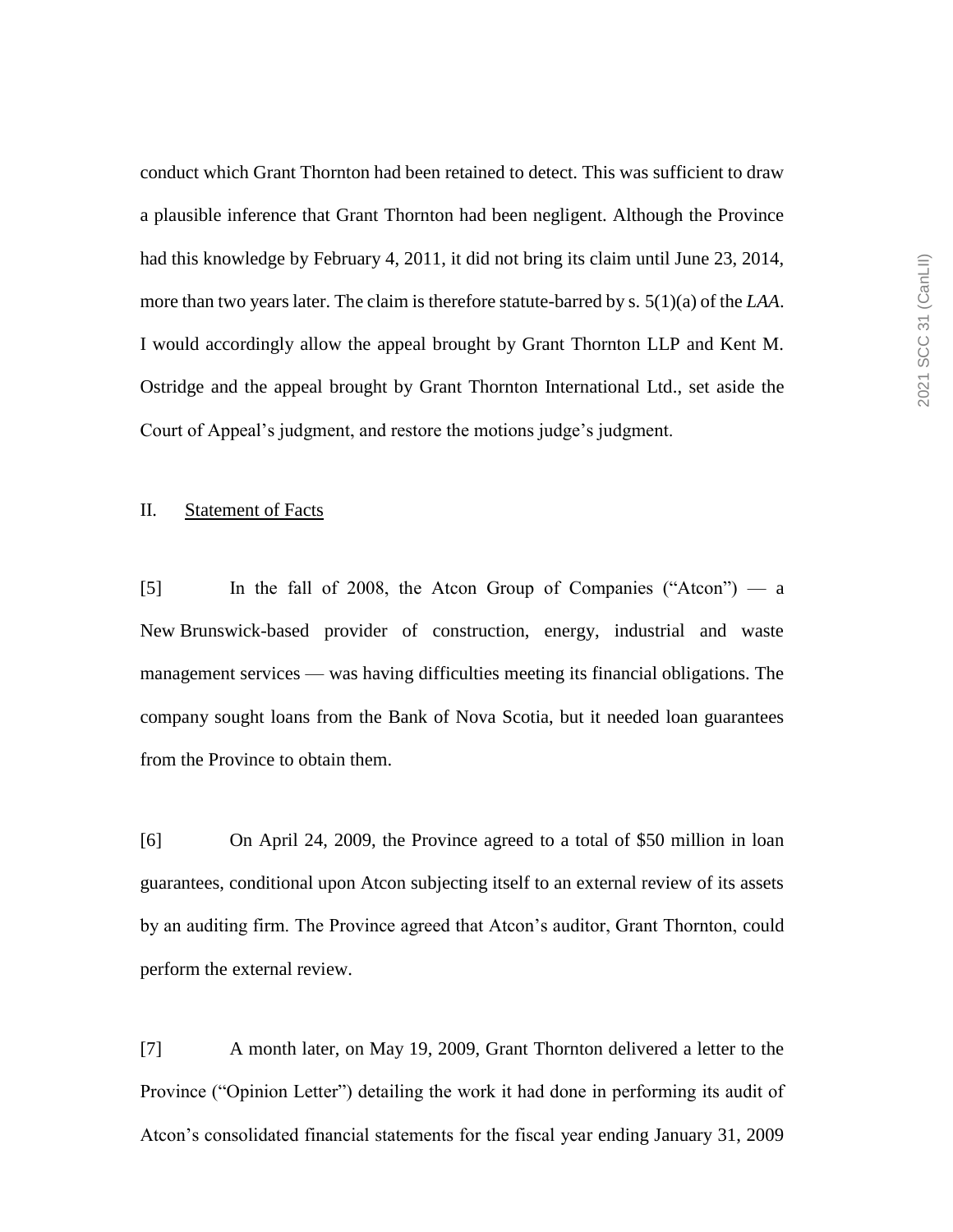conduct which Grant Thornton had been retained to detect. This was sufficient to draw a plausible inference that Grant Thornton had been negligent. Although the Province had this knowledge by February 4, 2011, it did not bring its claim until June 23, 2014, more than two years later. The claim is therefore statute-barred by s. 5(1)(a) of the *LAA*. I would accordingly allow the appeal brought by Grant Thornton LLP and Kent M. Ostridge and the appeal brought by Grant Thornton International Ltd., set aside the Court of Appeal's judgment, and restore the motions judge's judgment.

## II. Statement of Facts

[5] In the fall of 2008, the Atcon Group of Companies ("Atcon") — a New Brunswick-based provider of construction, energy, industrial and waste management services — was having difficulties meeting its financial obligations. The company sought loans from the Bank of Nova Scotia, but it needed loan guarantees from the Province to obtain them.

[6] On April 24, 2009, the Province agreed to a total of $50 million in loan guarantees, conditional upon Atcon subjecting itself to an external review of its assets by an auditing firm. The Province agreed that Atcon's auditor, Grant Thornton, could perform the external review.

[7] A month later, on May 19, 2009, Grant Thornton delivered a letter to the Province ("Opinion Letter") detailing the work it had done in performing its audit of Atcon's consolidated financial statements for the fiscal year ending January 31, 2009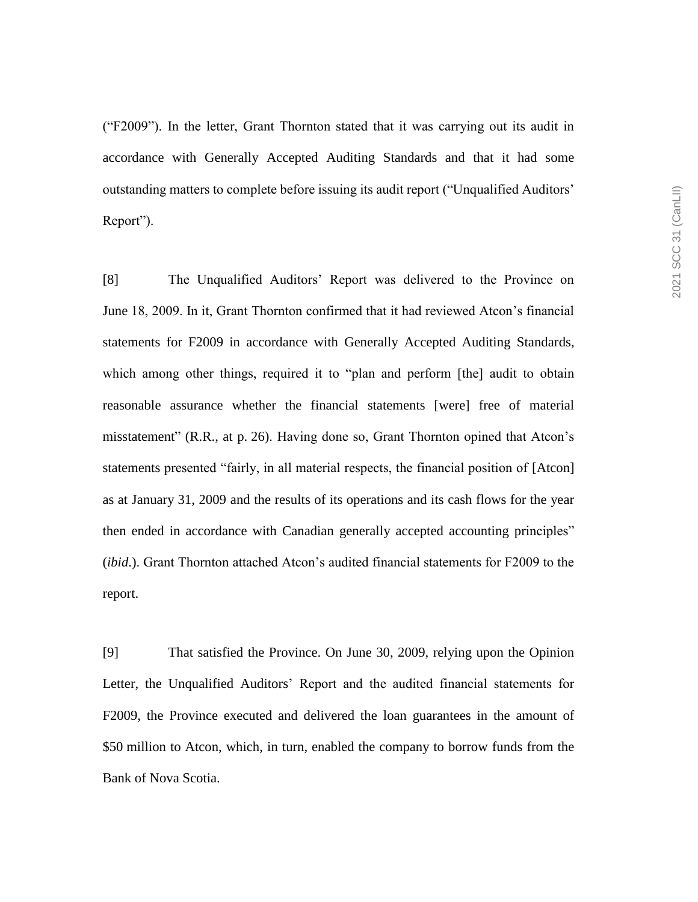("F2009"). In the letter, Grant Thornton stated that it was carrying out its audit in accordance with Generally Accepted Auditing Standards and that it had some outstanding matters to complete before issuing its audit report ("Unqualified Auditors' Report").

[8] The Unqualified Auditors' Report was delivered to the Province on June 18, 2009. In it, Grant Thornton confirmed that it had reviewed Atcon's financial statements for F2009 in accordance with Generally Accepted Auditing Standards, which among other things, required it to "plan and perform [the] audit to obtain reasonable assurance whether the financial statements [were] free of material misstatement" (R.R., at p. 26). Having done so, Grant Thornton opined that Atcon's statements presented "fairly, in all material respects, the financial position of [Atcon] as at January 31, 2009 and the results of its operations and its cash flows for the year then ended in accordance with Canadian generally accepted accounting principles" (*ibid*.). Grant Thornton attached Atcon's audited financial statements for F2009 to the report.

[9] That satisfied the Province. On June 30, 2009, relying upon the Opinion Letter, the Unqualified Auditors' Report and the audited financial statements for F2009, the Province executed and delivered the loan guarantees in the amount of $50 million to Atcon, which, in turn, enabled the company to borrow funds from the Bank of Nova Scotia.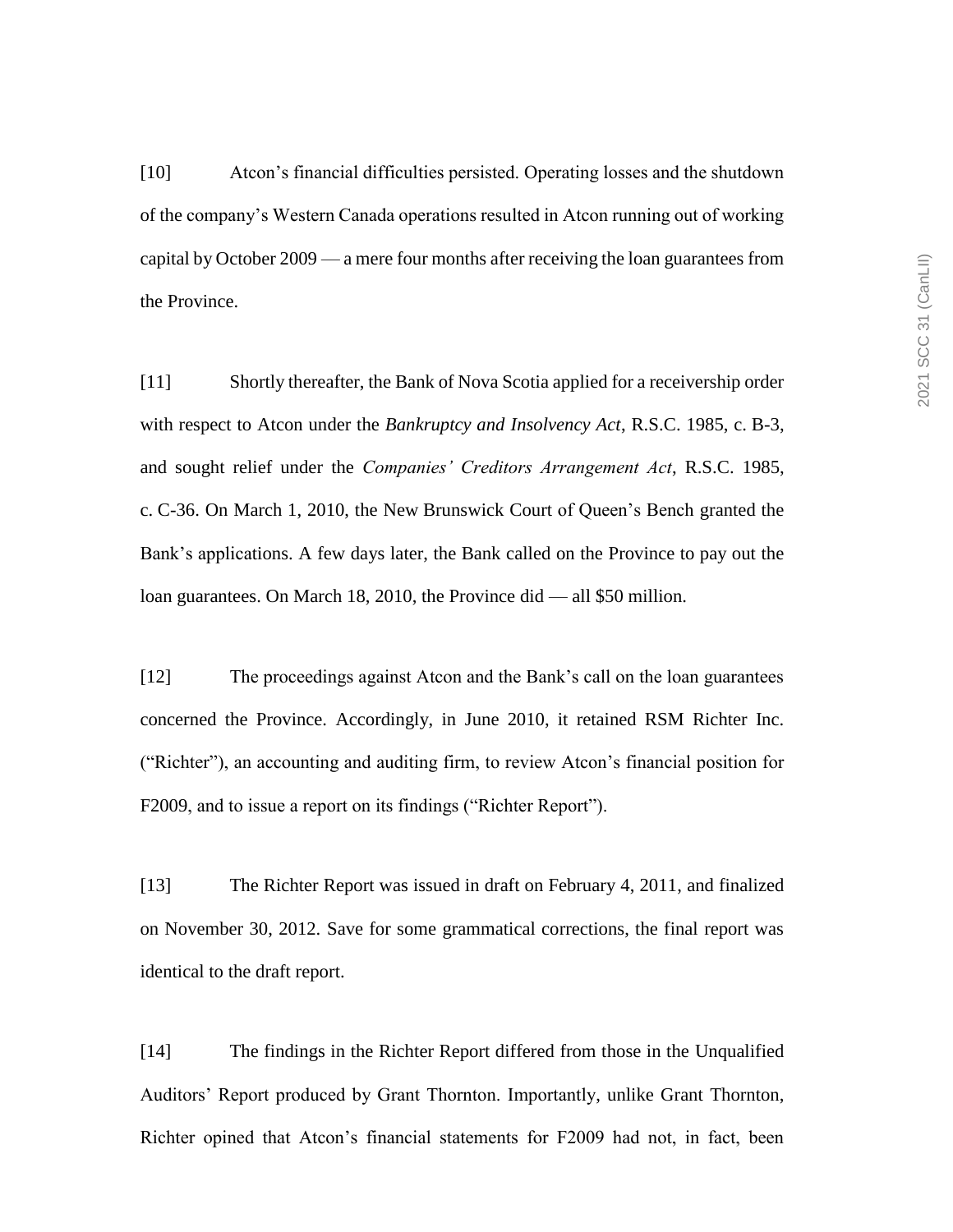[10] Atcon's financial difficulties persisted. Operating losses and the shutdown of the company's Western Canada operations resulted in Atcon running out of working capital by October 2009 — a mere four months after receiving the loan guarantees from the Province.

[11] Shortly thereafter, the Bank of Nova Scotia applied for a receivership order with respect to Atcon under the *Bankruptcy and Insolvency Act*, R.S.C. 1985, c. B-3, and sought relief under the *Companies' Creditors Arrangement Act*, R.S.C. 1985, c. C-36. On March 1, 2010, the New Brunswick Court of Queen's Bench granted the Bank's applications. A few days later, the Bank called on the Province to pay out the loan guarantees. On March 18, 2010, the Province did — all $50 million.

[12] The proceedings against Atcon and the Bank's call on the loan guarantees concerned the Province. Accordingly, in June 2010, it retained RSM Richter Inc. ("Richter"), an accounting and auditing firm, to review Atcon's financial position for F2009, and to issue a report on its findings ("Richter Report").

[13] The Richter Report was issued in draft on February 4, 2011, and finalized on November 30, 2012. Save for some grammatical corrections, the final report was identical to the draft report.

[14] The findings in the Richter Report differed from those in the Unqualified Auditors' Report produced by Grant Thornton. Importantly, unlike Grant Thornton, Richter opined that Atcon's financial statements for F2009 had not, in fact, been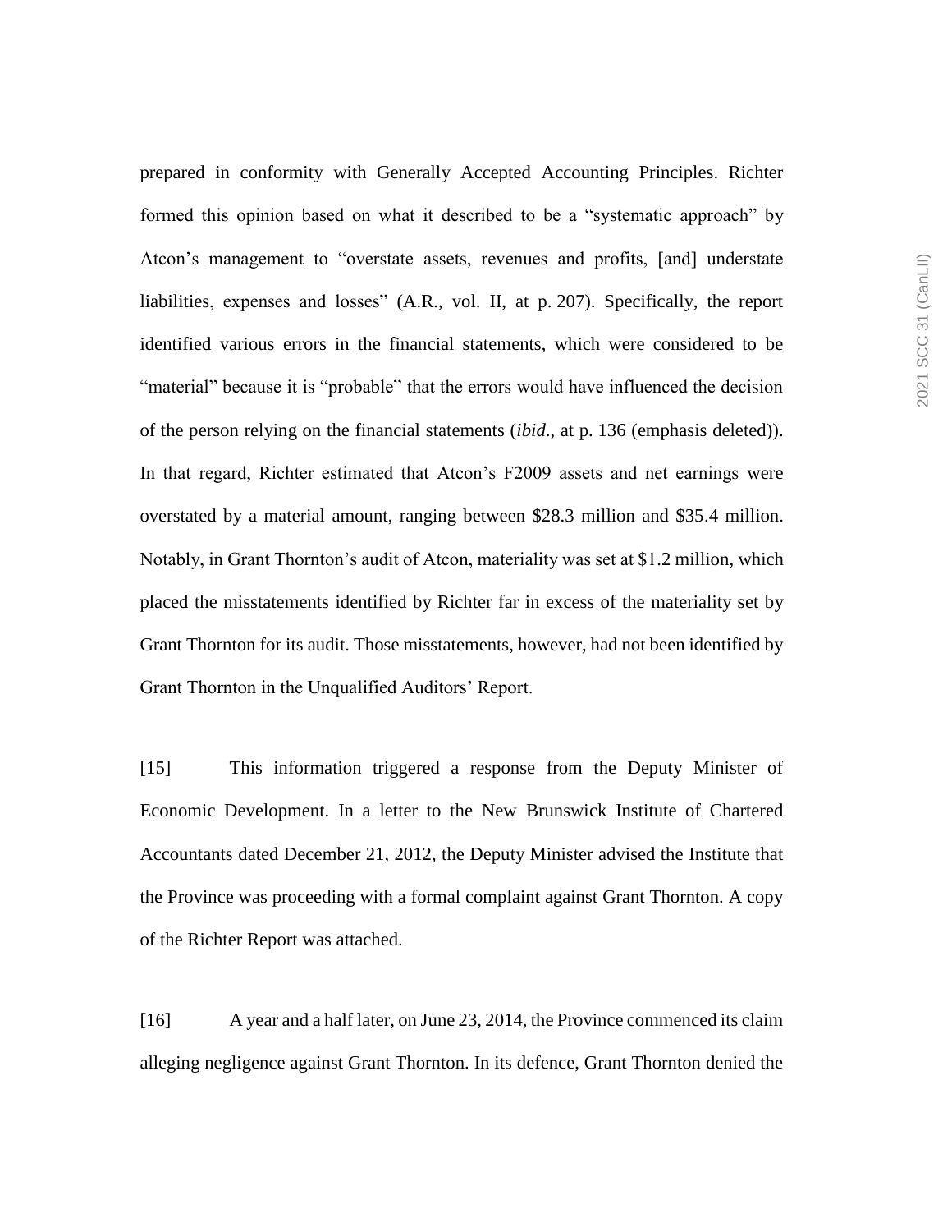prepared in conformity with Generally Accepted Accounting Principles. Richter formed this opinion based on what it described to be a "systematic approach" by Atcon's management to "overstate assets, revenues and profits, [and] understate liabilities, expenses and losses" (A.R., vol. II, at p. 207). Specifically, the report identified various errors in the financial statements, which were considered to be "material" because it is "probable" that the errors would have influenced the decision of the person relying on the financial statements (*ibid*., at p. 136 (emphasis deleted)). In that regard, Richter estimated that Atcon's F2009 assets and net earnings were overstated by a material amount, ranging between $28.3 million and $35.4 million. Notably, in Grant Thornton's audit of Atcon, materiality was set at $1.2 million, which placed the misstatements identified by Richter far in excess of the materiality set by Grant Thornton for its audit. Those misstatements, however, had not been identified by Grant Thornton in the Unqualified Auditors' Report.

[15] This information triggered a response from the Deputy Minister of Economic Development. In a letter to the New Brunswick Institute of Chartered Accountants dated December 21, 2012, the Deputy Minister advised the Institute that the Province was proceeding with a formal complaint against Grant Thornton. A copy of the Richter Report was attached.

[16] A year and a half later, on June 23, 2014, the Province commenced its claim alleging negligence against Grant Thornton. In its defence, Grant Thornton denied the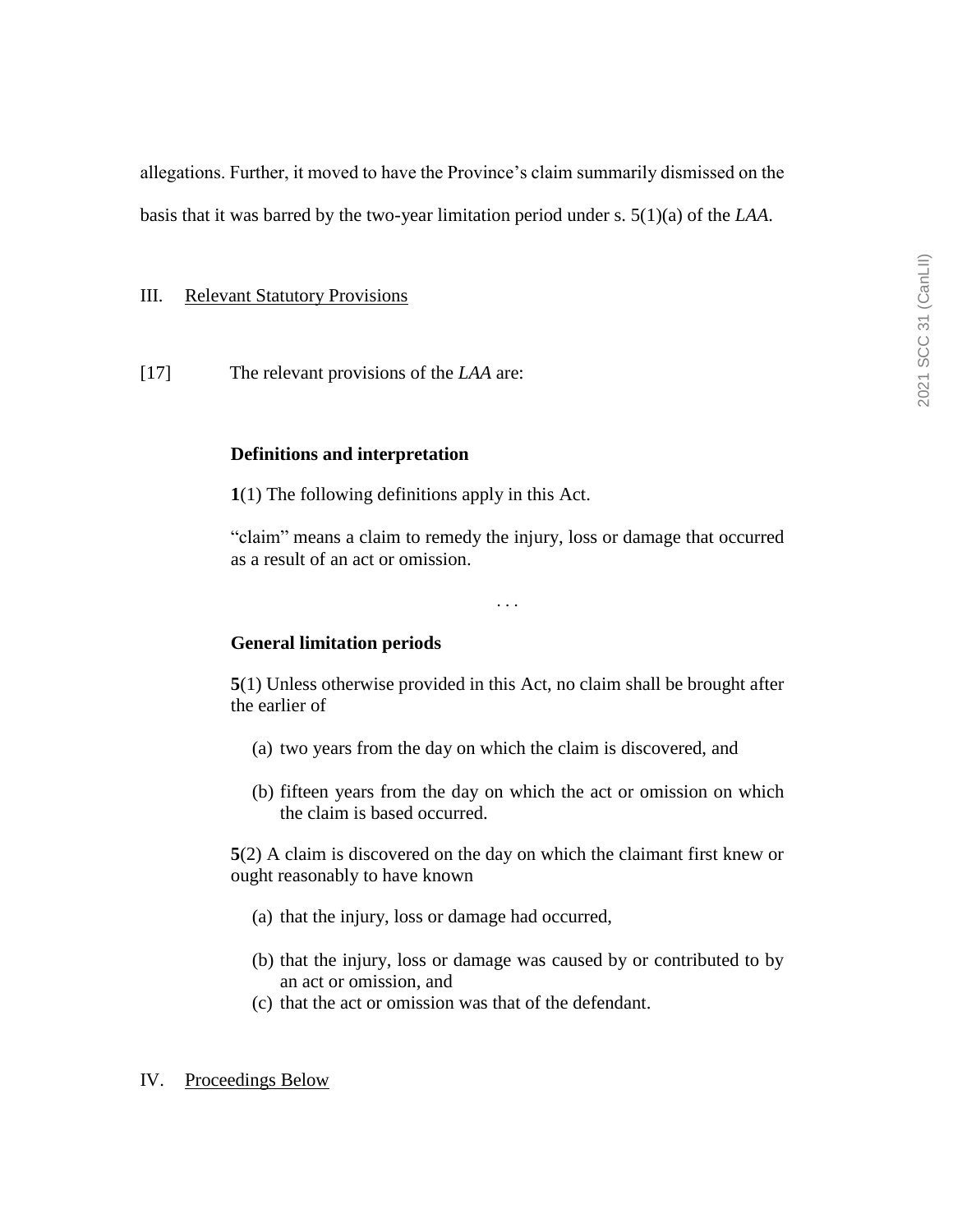allegations. Further, it moved to have the Province's claim summarily dismissed on the basis that it was barred by the two-year limitation period under s. 5(1)(a) of the *LAA*.

## III. Relevant Statutory Provisions

[17] The relevant provisions of the *LAA* are:

> **Definitions and interpretation**
>
> **1**(1) The following definitions apply in this Act.
>
> "claim" means a claim to remedy the injury, loss or damage that occurred as a result of an act or omission.
>
> . . .
>
> **General limitation periods**
>
> **5**(1) Unless otherwise provided in this Act, no claim shall be brought after the earlier of
>
> (a) two years from the day on which the claim is discovered, and
>
> (b) fifteen years from the day on which the act or omission on which the claim is based occurred.
>
> **5**(2) A claim is discovered on the day on which the claimant first knew or ought reasonably to have known
>
> (a) that the injury, loss or damage had occurred,
>
> (b) that the injury, loss or damage was caused by or contributed to by an act or omission, and
>
> (c) that the act or omission was that of the defendant.

## IV. Proceedings Below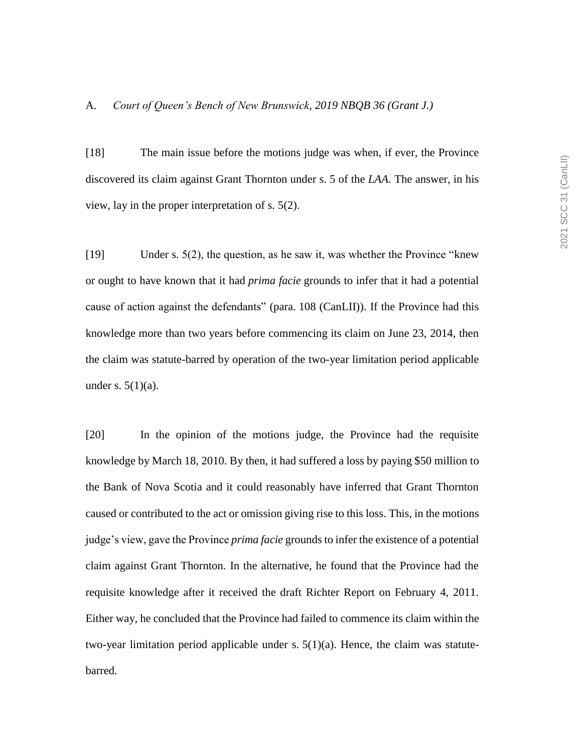### A. *Court of Queen's Bench of New Brunswick, 2019 NBQB 36 (Grant J.)*

[18] The main issue before the motions judge was when, if ever, the Province discovered its claim against Grant Thornton under s. 5 of the *LAA*. The answer, in his view, lay in the proper interpretation of s. 5(2).

[19] Under s. 5(2), the question, as he saw it, was whether the Province "knew or ought to have known that it had *prima facie* grounds to infer that it had a potential cause of action against the defendants" (para. 108 (CanLII)). If the Province had this knowledge more than two years before commencing its claim on June 23, 2014, then the claim was statute-barred by operation of the two-year limitation period applicable under s. 5(1)(a).

[20] In the opinion of the motions judge, the Province had the requisite knowledge by March 18, 2010. By then, it had suffered a loss by paying $50 million to the Bank of Nova Scotia and it could reasonably have inferred that Grant Thornton caused or contributed to the act or omission giving rise to this loss. This, in the motions judge's view, gave the Province *prima facie* grounds to infer the existence of a potential claim against Grant Thornton. In the alternative, he found that the Province had the requisite knowledge after it received the draft Richter Report on February 4, 2011. Either way, he concluded that the Province had failed to commence its claim within the two-year limitation period applicable under s. 5(1)(a). Hence, the claim was statute-barred.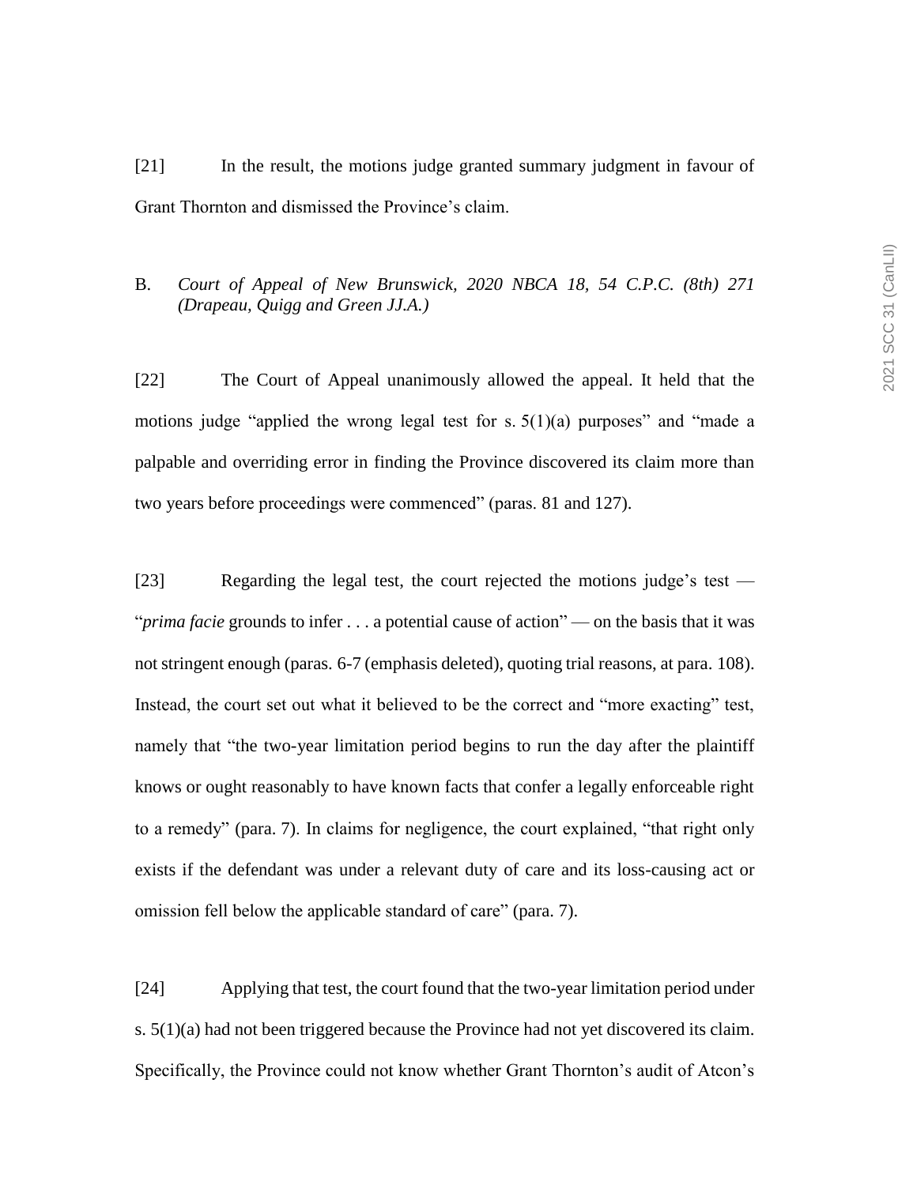[21] In the result, the motions judge granted summary judgment in favour of Grant Thornton and dismissed the Province's claim.

B. *Court of Appeal of New Brunswick, 2020 NBCA 18, 54 C.P.C. (8th) 271 (Drapeau, Quigg and Green JJ.A.)*

[22] The Court of Appeal unanimously allowed the appeal. It held that the motions judge "applied the wrong legal test for s. 5(1)(a) purposes" and "made a palpable and overriding error in finding the Province discovered its claim more than two years before proceedings were commenced" (paras. 81 and 127).

[23] Regarding the legal test, the court rejected the motions judge's test — "*prima facie* grounds to infer . . . a potential cause of action" — on the basis that it was not stringent enough (paras. 6-7 (emphasis deleted), quoting trial reasons, at para. 108). Instead, the court set out what it believed to be the correct and "more exacting" test, namely that "the two-year limitation period begins to run the day after the plaintiff knows or ought reasonably to have known facts that confer a legally enforceable right to a remedy" (para. 7). In claims for negligence, the court explained, "that right only exists if the defendant was under a relevant duty of care and its loss-causing act or omission fell below the applicable standard of care" (para. 7).

[24] Applying that test, the court found that the two-year limitation period under s. 5(1)(a) had not been triggered because the Province had not yet discovered its claim. Specifically, the Province could not know whether Grant Thornton's audit of Atcon's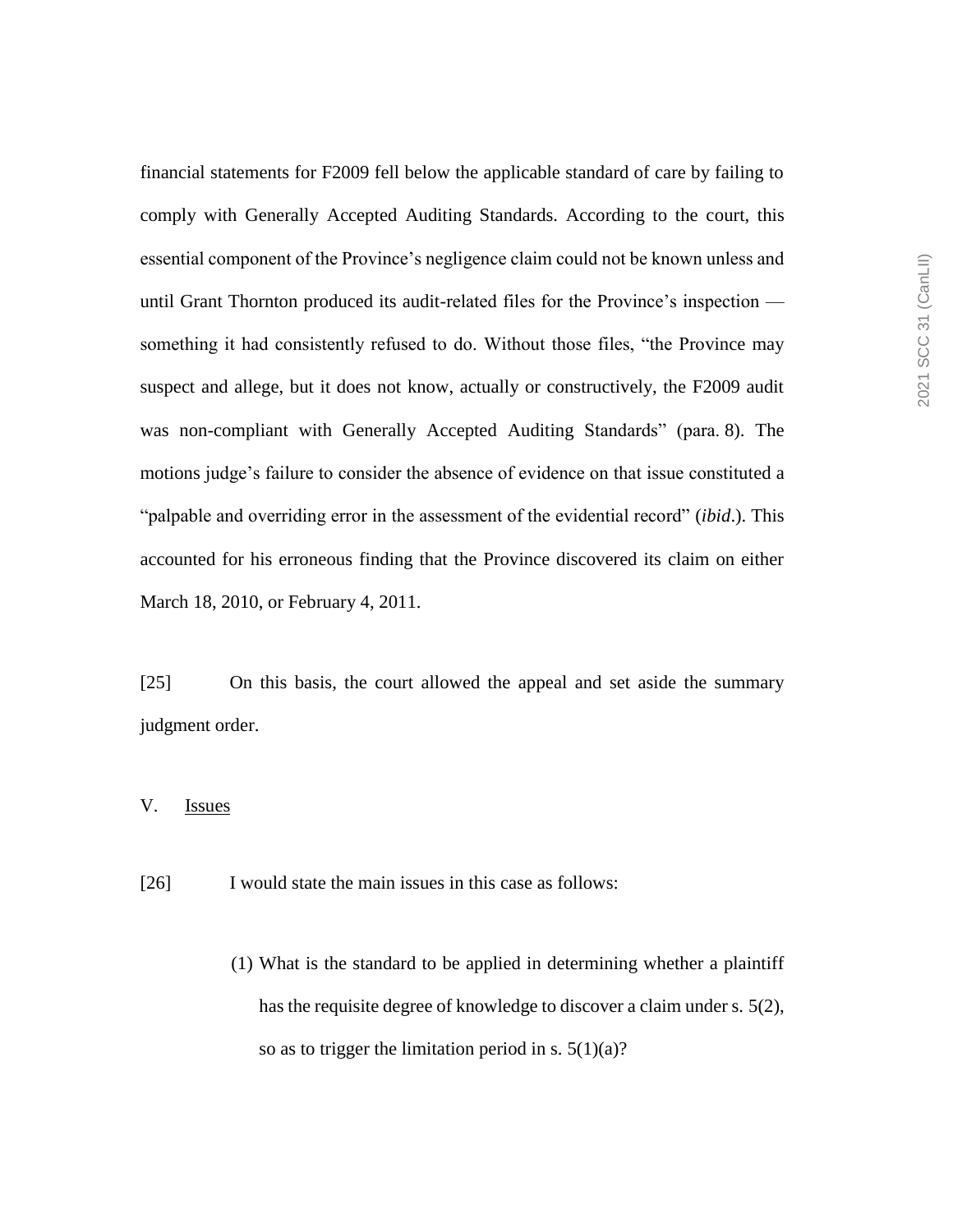financial statements for F2009 fell below the applicable standard of care by failing to comply with Generally Accepted Auditing Standards. According to the court, this essential component of the Province's negligence claim could not be known unless and until Grant Thornton produced its audit-related files for the Province's inspection — something it had consistently refused to do. Without those files, "the Province may suspect and allege, but it does not know, actually or constructively, the F2009 audit was non-compliant with Generally Accepted Auditing Standards" (para. 8). The motions judge's failure to consider the absence of evidence on that issue constituted a "palpable and overriding error in the assessment of the evidential record" (*ibid*.). This accounted for his erroneous finding that the Province discovered its claim on either March 18, 2010, or February 4, 2011.

[25] On this basis, the court allowed the appeal and set aside the summary judgment order.

## V. Issues

[26] I would state the main issues in this case as follows:

> (1) What is the standard to be applied in determining whether a plaintiff has the requisite degree of knowledge to discover a claim under s. 5(2), so as to trigger the limitation period in s. 5(1)(a)?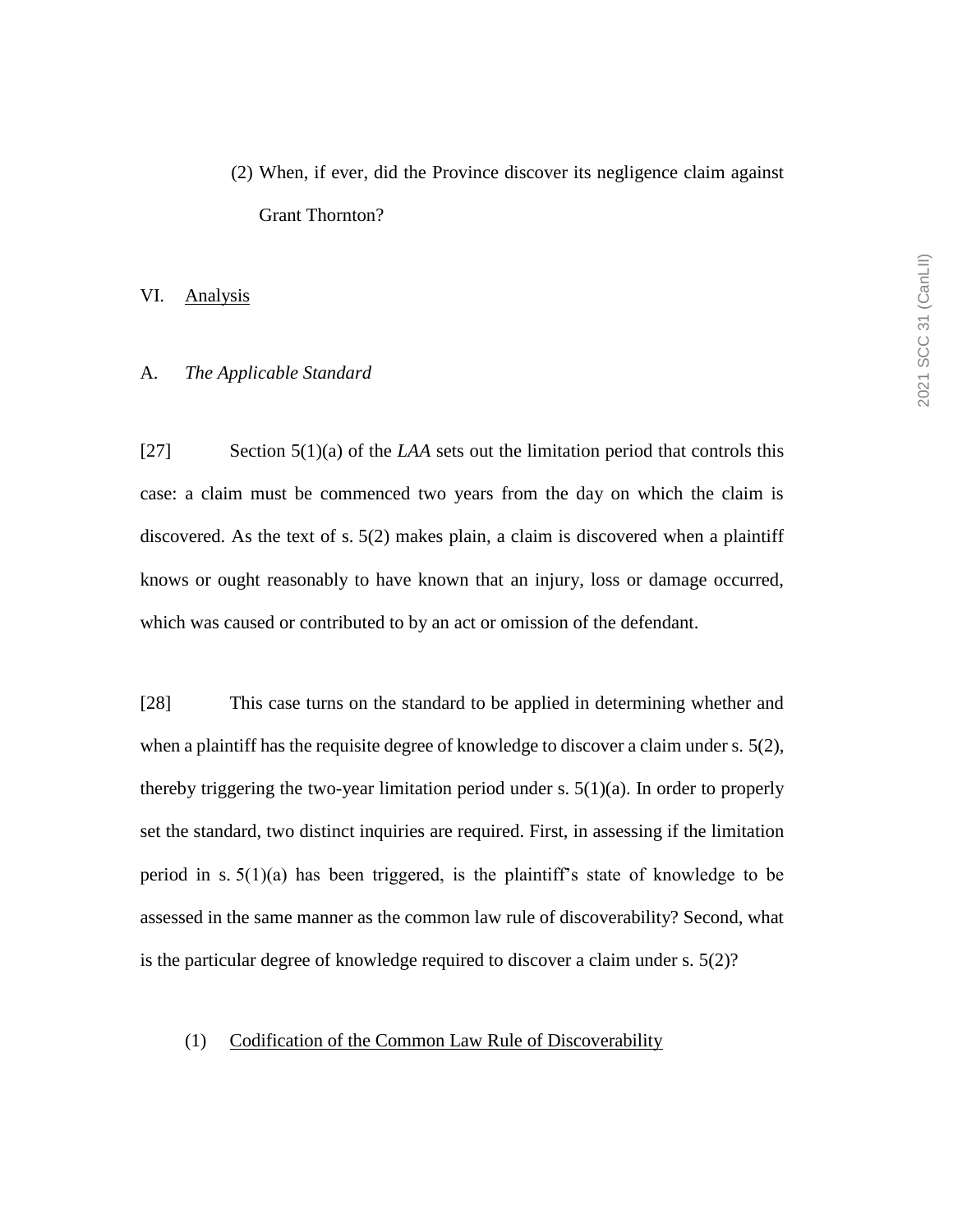(2) When, if ever, did the Province discover its negligence claim against Grant Thornton?

## VI. Analysis

### A. *The Applicable Standard*

[27] Section 5(1)(a) of the *LAA* sets out the limitation period that controls this case: a claim must be commenced two years from the day on which the claim is discovered. As the text of s. 5(2) makes plain, a claim is discovered when a plaintiff knows or ought reasonably to have known that an injury, loss or damage occurred, which was caused or contributed to by an act or omission of the defendant.

[28] This case turns on the standard to be applied in determining whether and when a plaintiff has the requisite degree of knowledge to discover a claim under s. 5(2), thereby triggering the two-year limitation period under s. 5(1)(a). In order to properly set the standard, two distinct inquiries are required. First, in assessing if the limitation period in s. 5(1)(a) has been triggered, is the plaintiff's state of knowledge to be assessed in the same manner as the common law rule of discoverability? Second, what is the particular degree of knowledge required to discover a claim under s. 5(2)?

#### (1) Codification of the Common Law Rule of Discoverability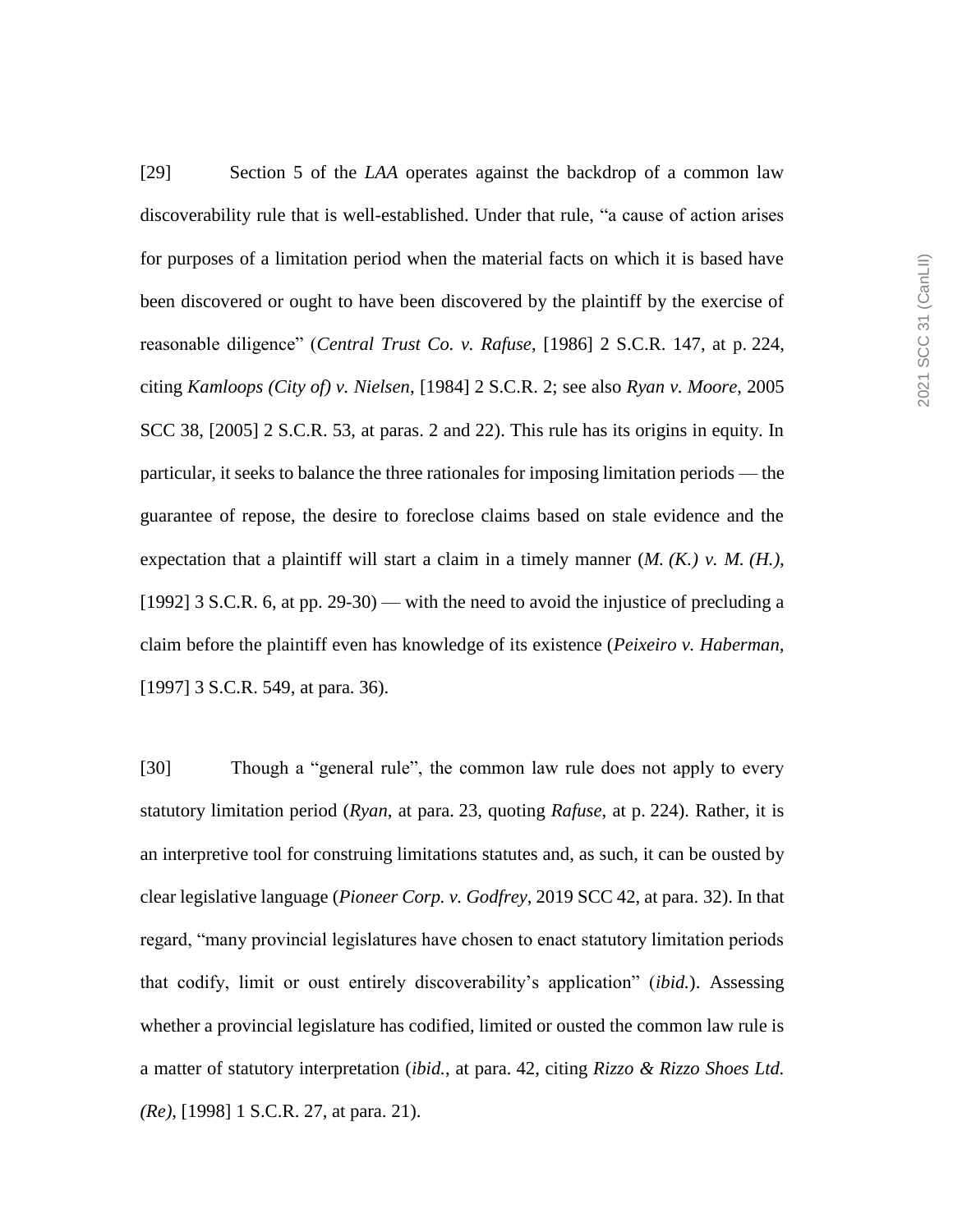[29] Section 5 of the *LAA* operates against the backdrop of a common law discoverability rule that is well-established. Under that rule, "a cause of action arises for purposes of a limitation period when the material facts on which it is based have been discovered or ought to have been discovered by the plaintiff by the exercise of reasonable diligence" (*Central Trust Co. v. Rafuse*, [1986] 2 S.C.R. 147, at p. 224, citing *Kamloops (City of) v. Nielsen*, [1984] 2 S.C.R. 2; see also *Ryan v. Moore*, 2005 SCC 38, [2005] 2 S.C.R. 53, at paras. 2 and 22). This rule has its origins in equity. In particular, it seeks to balance the three rationales for imposing limitation periods — the guarantee of repose, the desire to foreclose claims based on stale evidence and the expectation that a plaintiff will start a claim in a timely manner (*M. (K.) v. M. (H.)*, [1992] 3 S.C.R. 6, at pp. 29-30) — with the need to avoid the injustice of precluding a claim before the plaintiff even has knowledge of its existence (*Peixeiro v. Haberman*, [1997] 3 S.C.R. 549, at para. 36).

[30] Though a "general rule", the common law rule does not apply to every statutory limitation period (*Ryan*, at para. 23, quoting *Rafuse*, at p. 224). Rather, it is an interpretive tool for construing limitations statutes and, as such, it can be ousted by clear legislative language (*Pioneer Corp. v. Godfrey*, 2019 SCC 42, at para. 32). In that regard, "many provincial legislatures have chosen to enact statutory limitation periods that codify, limit or oust entirely discoverability's application" (*ibid.*). Assessing whether a provincial legislature has codified, limited or ousted the common law rule is a matter of statutory interpretation (*ibid.*, at para. 42, citing *Rizzo & Rizzo Shoes Ltd. (Re)*, [1998] 1 S.C.R. 27, at para. 21).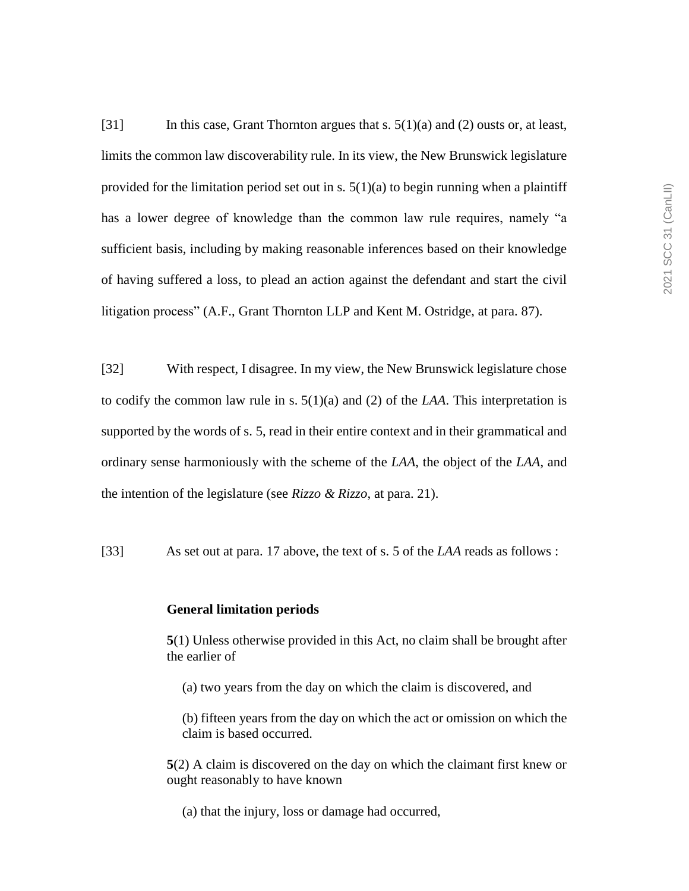[31] In this case, Grant Thornton argues that s. 5(1)(a) and (2) ousts or, at least, limits the common law discoverability rule. In its view, the New Brunswick legislature provided for the limitation period set out in s. 5(1)(a) to begin running when a plaintiff has a lower degree of knowledge than the common law rule requires, namely "a sufficient basis, including by making reasonable inferences based on their knowledge of having suffered a loss, to plead an action against the defendant and start the civil litigation process" (A.F., Grant Thornton LLP and Kent M. Ostridge, at para. 87).

[32] With respect, I disagree. In my view, the New Brunswick legislature chose to codify the common law rule in s. 5(1)(a) and (2) of the *LAA*. This interpretation is supported by the words of s. 5, read in their entire context and in their grammatical and ordinary sense harmoniously with the scheme of the *LAA*, the object of the *LAA*, and the intention of the legislature (see *Rizzo & Rizzo*, at para. 21).

[33] As set out at para. 17 above, the text of s. 5 of the *LAA* reads as follows :

> **General limitation periods**
>
> **5**(1) Unless otherwise provided in this Act, no claim shall be brought after the earlier of
>
> (a) two years from the day on which the claim is discovered, and
>
> (b) fifteen years from the day on which the act or omission on which the claim is based occurred.
>
> **5**(2) A claim is discovered on the day on which the claimant first knew or ought reasonably to have known
>
> (a) that the injury, loss or damage had occurred,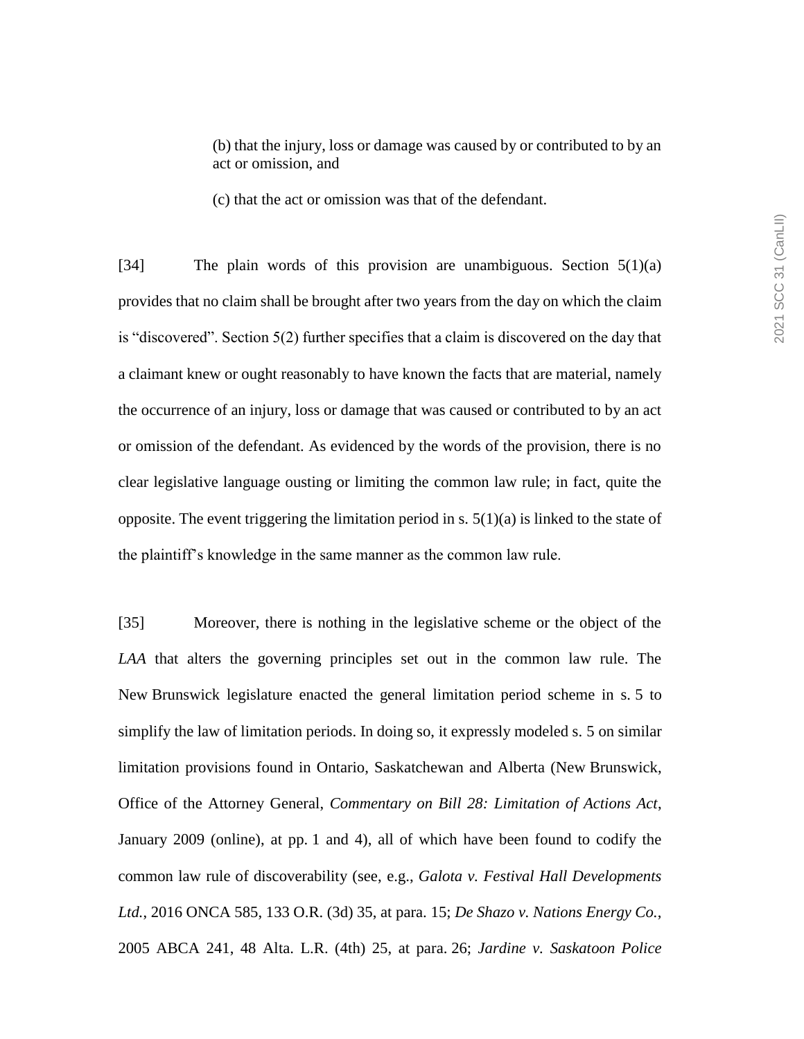> (b) that the injury, loss or damage was caused by or contributed to by an act or omission, and
>
> (c) that the act or omission was that of the defendant.

[34] The plain words of this provision are unambiguous. Section 5(1)(a) provides that no claim shall be brought after two years from the day on which the claim is "discovered". Section 5(2) further specifies that a claim is discovered on the day that a claimant knew or ought reasonably to have known the facts that are material, namely the occurrence of an injury, loss or damage that was caused or contributed to by an act or omission of the defendant. As evidenced by the words of the provision, there is no clear legislative language ousting or limiting the common law rule; in fact, quite the opposite. The event triggering the limitation period in s. 5(1)(a) is linked to the state of the plaintiff's knowledge in the same manner as the common law rule.

[35] Moreover, there is nothing in the legislative scheme or the object of the *LAA* that alters the governing principles set out in the common law rule. The New Brunswick legislature enacted the general limitation period scheme in s. 5 to simplify the law of limitation periods. In doing so, it expressly modeled s. 5 on similar limitation provisions found in Ontario, Saskatchewan and Alberta (New Brunswick, Office of the Attorney General, *Commentary on Bill 28: Limitation of Actions Act*, January 2009 (online), at pp. 1 and 4), all of which have been found to codify the common law rule of discoverability (see, e.g., *Galota v. Festival Hall Developments Ltd.*, 2016 ONCA 585, 133 O.R. (3d) 35, at para. 15; *De Shazo v. Nations Energy Co.*, 2005 ABCA 241, 48 Alta. L.R. (4th) 25, at para. 26; *Jardine v. Saskatoon Police*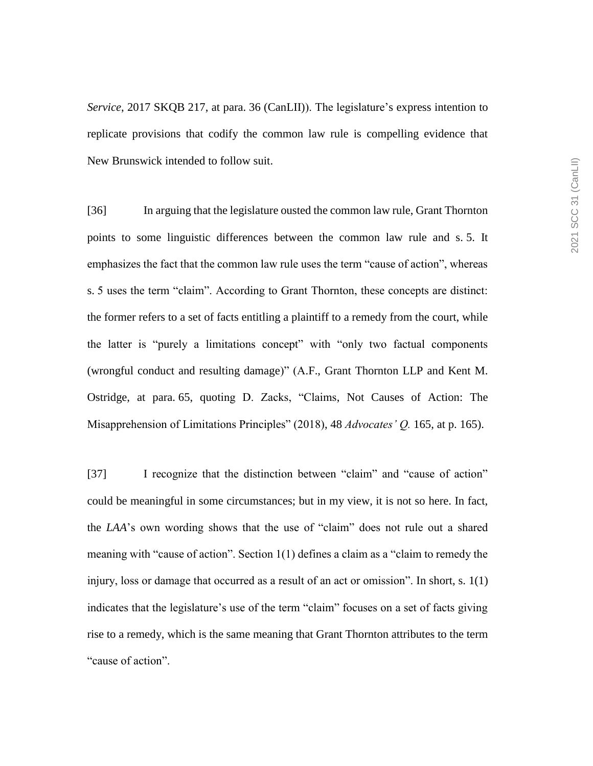*Service*, 2017 SKQB 217, at para. 36 (CanLII)). The legislature's express intention to replicate provisions that codify the common law rule is compelling evidence that New Brunswick intended to follow suit.

[36] In arguing that the legislature ousted the common law rule, Grant Thornton points to some linguistic differences between the common law rule and s. 5. It emphasizes the fact that the common law rule uses the term "cause of action", whereas s. 5 uses the term "claim". According to Grant Thornton, these concepts are distinct: the former refers to a set of facts entitling a plaintiff to a remedy from the court, while the latter is "purely a limitations concept" with "only two factual components (wrongful conduct and resulting damage)" (A.F., Grant Thornton LLP and Kent M. Ostridge, at para. 65, quoting D. Zacks, "Claims, Not Causes of Action: The Misapprehension of Limitations Principles" (2018), 48 *Advocates' Q.* 165, at p. 165).

[37] I recognize that the distinction between "claim" and "cause of action" could be meaningful in some circumstances; but in my view, it is not so here. In fact, the *LAA*'s own wording shows that the use of "claim" does not rule out a shared meaning with "cause of action". Section 1(1) defines a claim as a "claim to remedy the injury, loss or damage that occurred as a result of an act or omission". In short, s. 1(1) indicates that the legislature's use of the term "claim" focuses on a set of facts giving rise to a remedy, which is the same meaning that Grant Thornton attributes to the term "cause of action".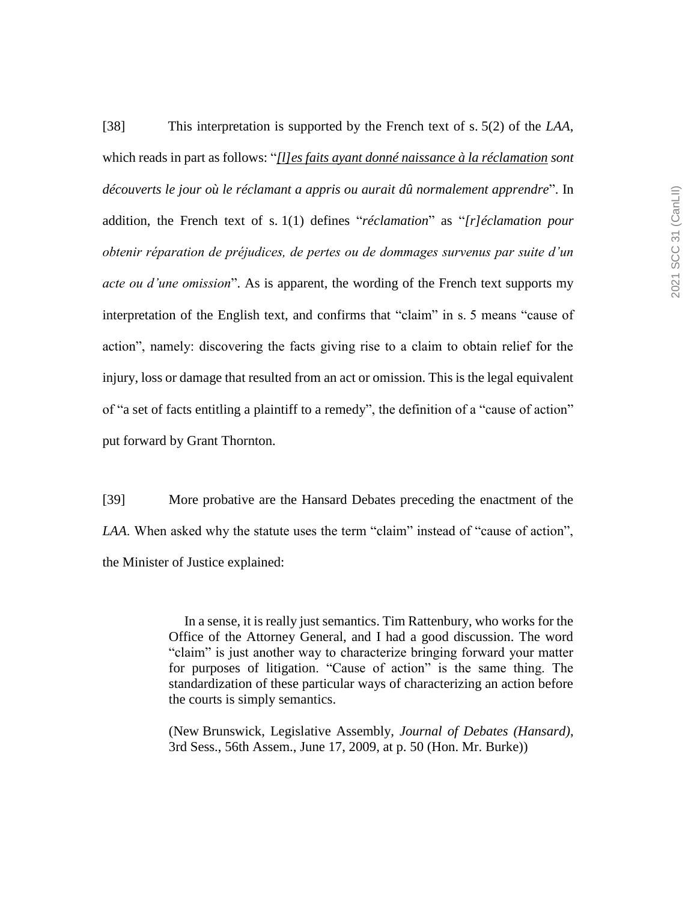[38] This interpretation is supported by the French text of s. 5(2) of the *LAA*, which reads in part as follows: "*<u>[l]es faits ayant donné naissance à la réclamation</u> sont découverts le jour où le réclamant a appris ou aurait dû normalement apprendre*". In addition, the French text of s. 1(1) defines "*réclamation*" as "*[r]éclamation pour obtenir réparation de préjudices, de pertes ou de dommages survenus par suite d'un acte ou d'une omission*". As is apparent, the wording of the French text supports my interpretation of the English text, and confirms that "claim" in s. 5 means "cause of action", namely: discovering the facts giving rise to a claim to obtain relief for the injury, loss or damage that resulted from an act or omission. This is the legal equivalent of "a set of facts entitling a plaintiff to a remedy", the definition of a "cause of action" put forward by Grant Thornton.

[39] More probative are the Hansard Debates preceding the enactment of the *LAA*. When asked why the statute uses the term "claim" instead of "cause of action", the Minister of Justice explained:

> In a sense, it is really just semantics. Tim Rattenbury, who works for the Office of the Attorney General, and I had a good discussion. The word "claim" is just another way to characterize bringing forward your matter for purposes of litigation. "Cause of action" is the same thing. The standardization of these particular ways of characterizing an action before the courts is simply semantics.
>
> (New Brunswick, Legislative Assembly, *Journal of Debates (Hansard)*, 3rd Sess., 56th Assem., June 17, 2009, at p. 50 (Hon. Mr. Burke))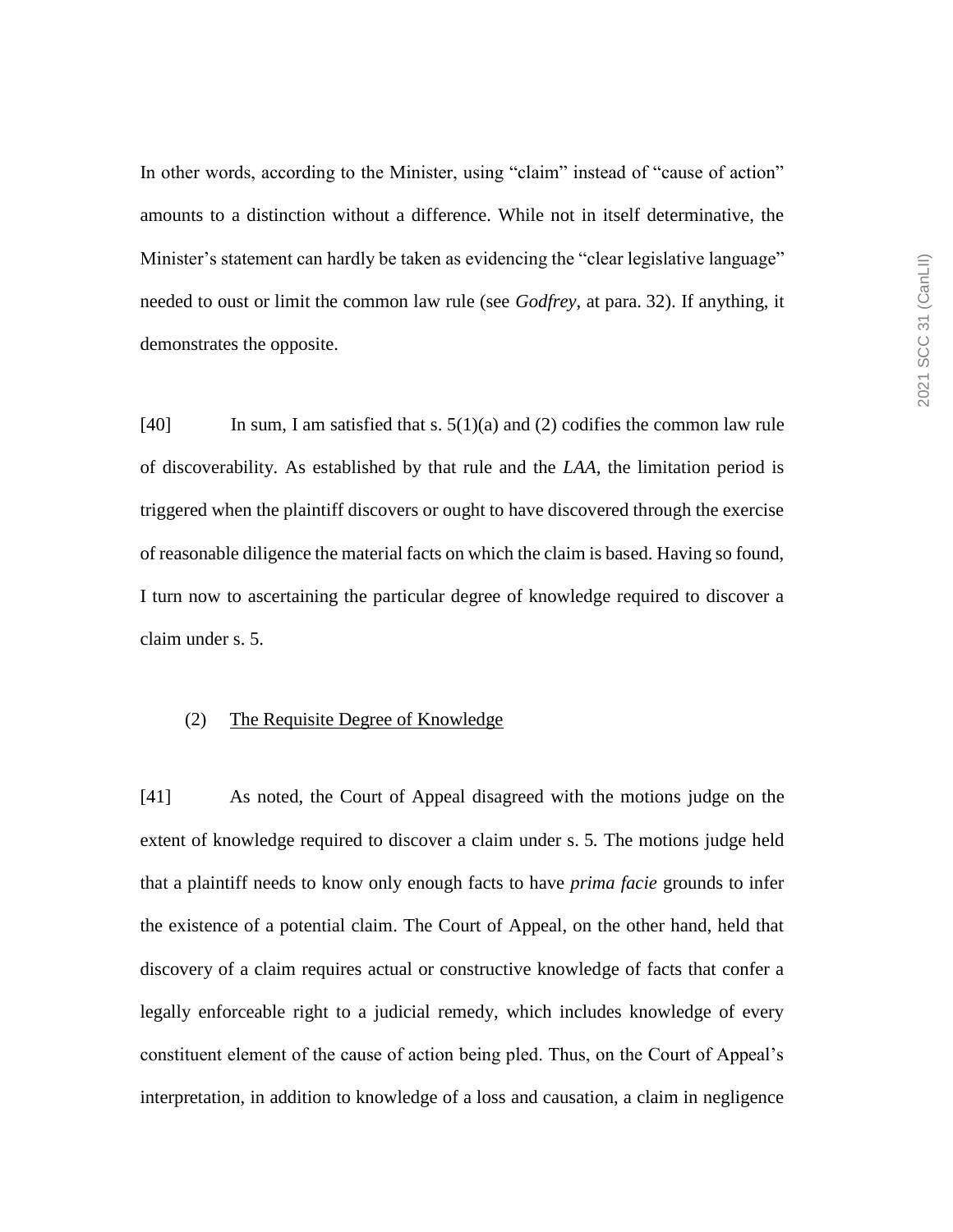In other words, according to the Minister, using "claim" instead of "cause of action" amounts to a distinction without a difference. While not in itself determinative, the Minister's statement can hardly be taken as evidencing the "clear legislative language" needed to oust or limit the common law rule (see *Godfrey*, at para. 32). If anything, it demonstrates the opposite.

[40] In sum, I am satisfied that s. 5(1)(a) and (2) codifies the common law rule of discoverability. As established by that rule and the *LAA*, the limitation period is triggered when the plaintiff discovers or ought to have discovered through the exercise of reasonable diligence the material facts on which the claim is based. Having so found, I turn now to ascertaining the particular degree of knowledge required to discover a claim under s. 5.

### (2) The Requisite Degree of Knowledge

[41] As noted, the Court of Appeal disagreed with the motions judge on the extent of knowledge required to discover a claim under s. 5. The motions judge held that a plaintiff needs to know only enough facts to have *prima facie* grounds to infer the existence of a potential claim. The Court of Appeal, on the other hand, held that discovery of a claim requires actual or constructive knowledge of facts that confer a legally enforceable right to a judicial remedy, which includes knowledge of every constituent element of the cause of action being pled. Thus, on the Court of Appeal's interpretation, in addition to knowledge of a loss and causation, a claim in negligence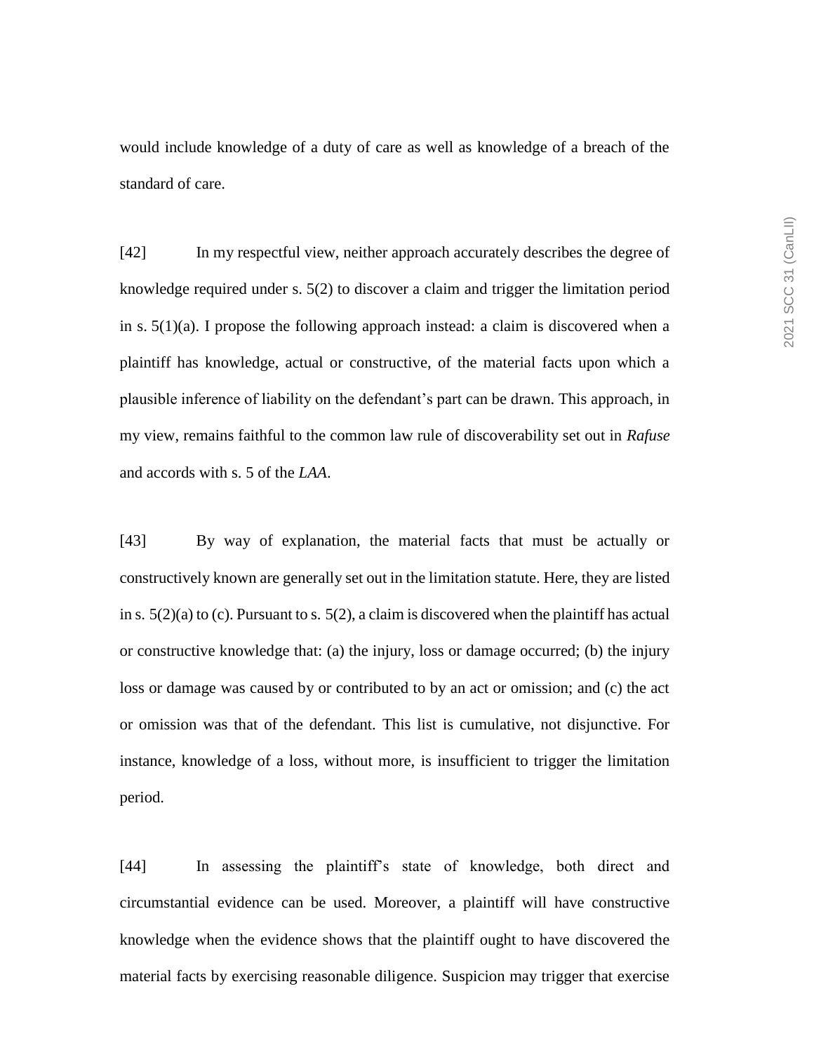would include knowledge of a duty of care as well as knowledge of a breach of the standard of care.

[42] In my respectful view, neither approach accurately describes the degree of knowledge required under s. 5(2) to discover a claim and trigger the limitation period in s. 5(1)(a). I propose the following approach instead: a claim is discovered when a plaintiff has knowledge, actual or constructive, of the material facts upon which a plausible inference of liability on the defendant's part can be drawn. This approach, in my view, remains faithful to the common law rule of discoverability set out in *Rafuse* and accords with s. 5 of the *LAA*.

[43] By way of explanation, the material facts that must be actually or constructively known are generally set out in the limitation statute. Here, they are listed in s. 5(2)(a) to (c). Pursuant to s. 5(2), a claim is discovered when the plaintiff has actual or constructive knowledge that: (a) the injury, loss or damage occurred; (b) the injury loss or damage was caused by or contributed to by an act or omission; and (c) the act or omission was that of the defendant. This list is cumulative, not disjunctive. For instance, knowledge of a loss, without more, is insufficient to trigger the limitation period.

[44] In assessing the plaintiff's state of knowledge, both direct and circumstantial evidence can be used. Moreover, a plaintiff will have constructive knowledge when the evidence shows that the plaintiff ought to have discovered the material facts by exercising reasonable diligence. Suspicion may trigger that exercise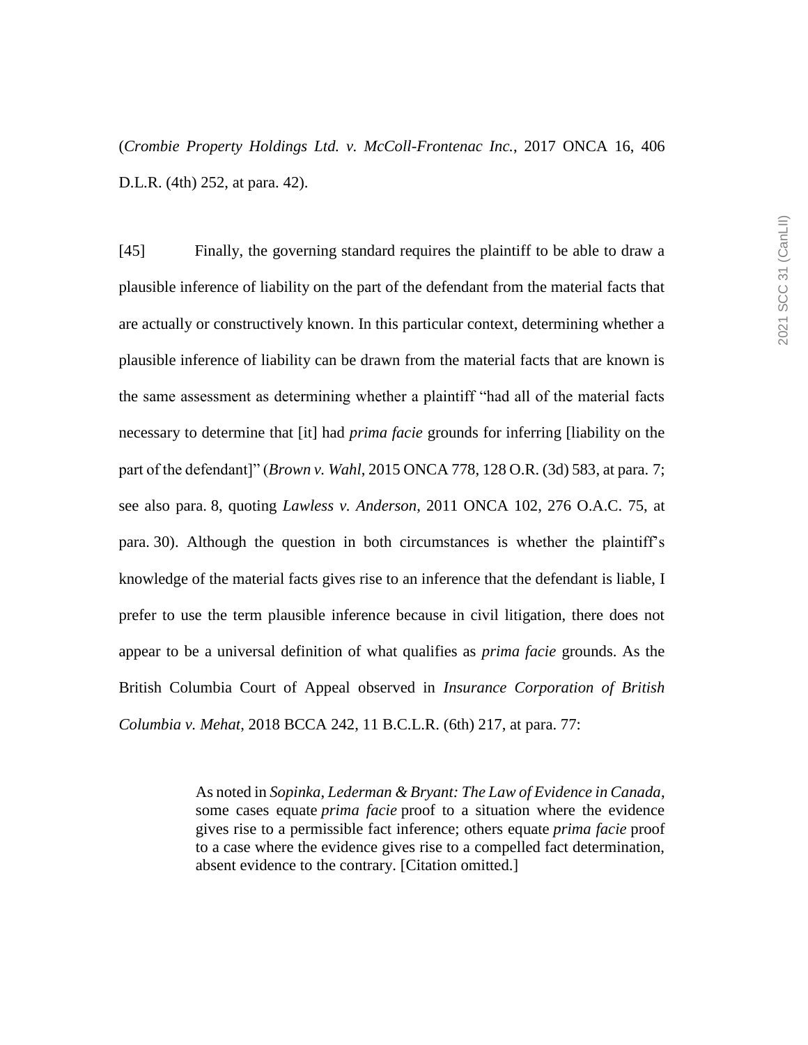(*Crombie Property Holdings Ltd. v. McColl-Frontenac Inc.*, 2017 ONCA 16, 406 D.L.R. (4th) 252, at para. 42).

[45] Finally, the governing standard requires the plaintiff to be able to draw a plausible inference of liability on the part of the defendant from the material facts that are actually or constructively known. In this particular context, determining whether a plausible inference of liability can be drawn from the material facts that are known is the same assessment as determining whether a plaintiff "had all of the material facts necessary to determine that [it] had *prima facie* grounds for inferring [liability on the part of the defendant]" (*Brown v. Wahl*, 2015 ONCA 778, 128 O.R. (3d) 583, at para. 7; see also para. 8, quoting *Lawless v. Anderson*, 2011 ONCA 102, 276 O.A.C. 75, at para. 30). Although the question in both circumstances is whether the plaintiff's knowledge of the material facts gives rise to an inference that the defendant is liable, I prefer to use the term plausible inference because in civil litigation, there does not appear to be a universal definition of what qualifies as *prima facie* grounds. As the British Columbia Court of Appeal observed in *Insurance Corporation of British Columbia v. Mehat*, 2018 BCCA 242, 11 B.C.L.R. (6th) 217, at para. 77:

> As noted in *Sopinka, Lederman & Bryant: The Law of Evidence in Canada*, some cases equate *prima facie* proof to a situation where the evidence gives rise to a permissible fact inference; others equate *prima facie* proof to a case where the evidence gives rise to a compelled fact determination, absent evidence to the contrary. [Citation omitted.]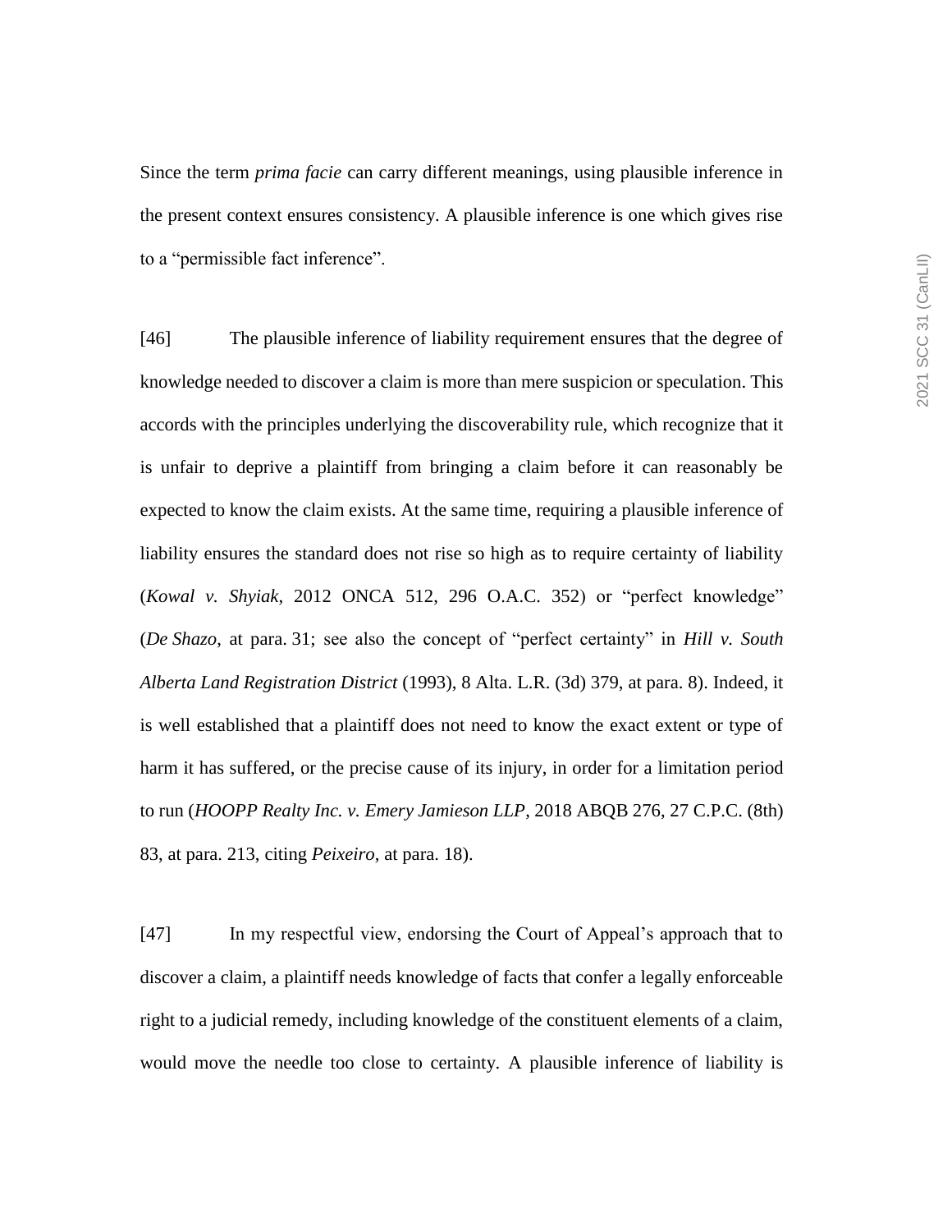Since the term *prima facie* can carry different meanings, using plausible inference in the present context ensures consistency. A plausible inference is one which gives rise to a "permissible fact inference".

[46] The plausible inference of liability requirement ensures that the degree of knowledge needed to discover a claim is more than mere suspicion or speculation. This accords with the principles underlying the discoverability rule, which recognize that it is unfair to deprive a plaintiff from bringing a claim before it can reasonably be expected to know the claim exists. At the same time, requiring a plausible inference of liability ensures the standard does not rise so high as to require certainty of liability (*Kowal v. Shyiak*, 2012 ONCA 512, 296 O.A.C. 352) or "perfect knowledge" (*De Shazo*, at para. 31; see also the concept of "perfect certainty" in *Hill v. South Alberta Land Registration District* (1993), 8 Alta. L.R. (3d) 379, at para. 8). Indeed, it is well established that a plaintiff does not need to know the exact extent or type of harm it has suffered, or the precise cause of its injury, in order for a limitation period to run (*HOOPP Realty Inc. v. Emery Jamieson LLP*, 2018 ABQB 276, 27 C.P.C. (8th) 83, at para. 213, citing *Peixeiro*, at para. 18).

[47] In my respectful view, endorsing the Court of Appeal's approach that to discover a claim, a plaintiff needs knowledge of facts that confer a legally enforceable right to a judicial remedy, including knowledge of the constituent elements of a claim, would move the needle too close to certainty. A plausible inference of liability is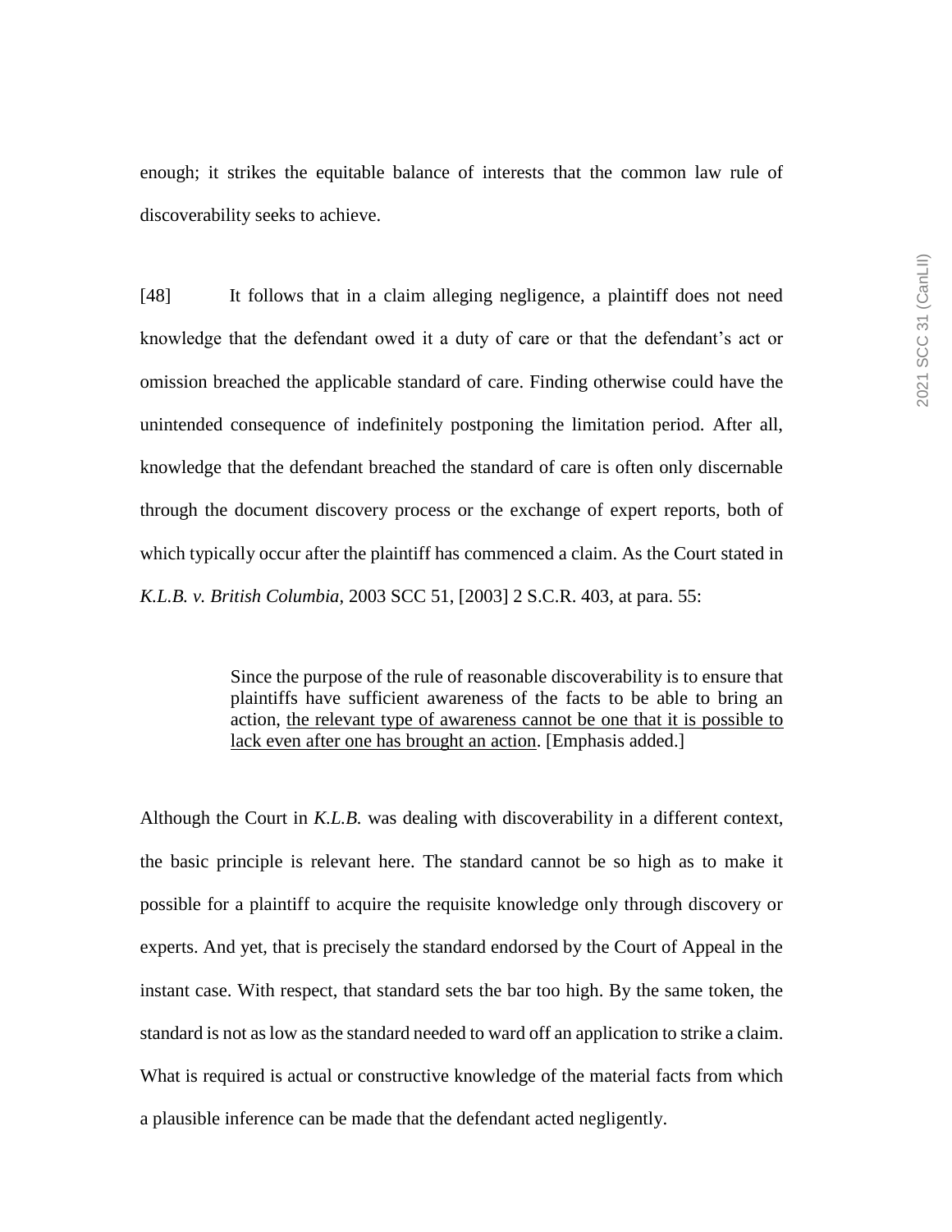enough; it strikes the equitable balance of interests that the common law rule of discoverability seeks to achieve.

[48] It follows that in a claim alleging negligence, a plaintiff does not need knowledge that the defendant owed it a duty of care or that the defendant's act or omission breached the applicable standard of care. Finding otherwise could have the unintended consequence of indefinitely postponing the limitation period. After all, knowledge that the defendant breached the standard of care is often only discernable through the document discovery process or the exchange of expert reports, both of which typically occur after the plaintiff has commenced a claim. As the Court stated in *K.L.B. v. British Columbia*, 2003 SCC 51, [2003] 2 S.C.R. 403, at para. 55:

> Since the purpose of the rule of reasonable discoverability is to ensure that plaintiffs have sufficient awareness of the facts to be able to bring an action, <u>the relevant type of awareness cannot be one that it is possible to lack even after one has brought an action</u>. [Emphasis added.]

Although the Court in *K.L.B.* was dealing with discoverability in a different context, the basic principle is relevant here. The standard cannot be so high as to make it possible for a plaintiff to acquire the requisite knowledge only through discovery or experts. And yet, that is precisely the standard endorsed by the Court of Appeal in the instant case. With respect, that standard sets the bar too high. By the same token, the standard is not as low as the standard needed to ward off an application to strike a claim. What is required is actual or constructive knowledge of the material facts from which a plausible inference can be made that the defendant acted negligently.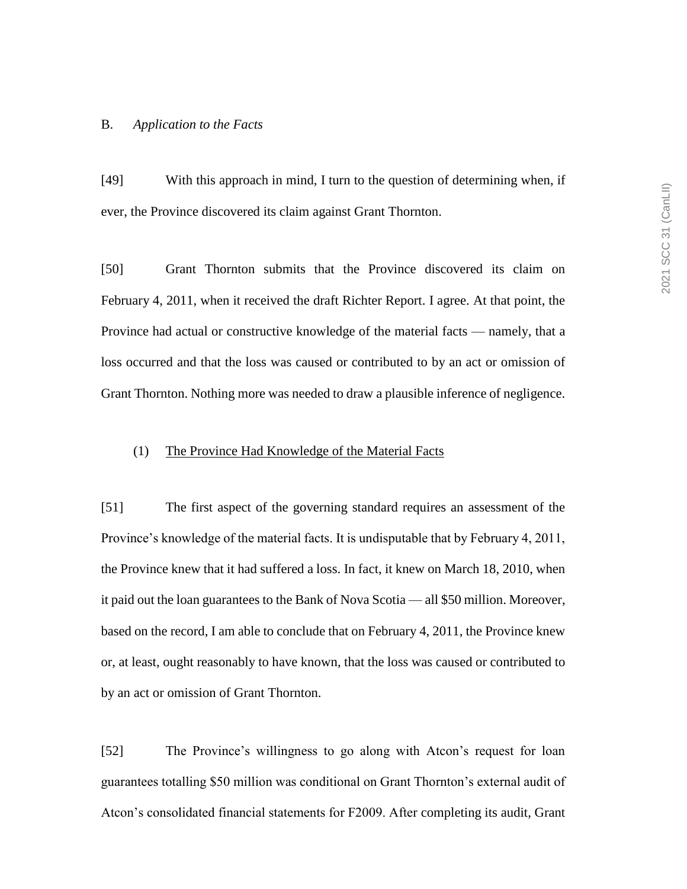## B. *Application to the Facts*

[49] With this approach in mind, I turn to the question of determining when, if ever, the Province discovered its claim against Grant Thornton.

[50] Grant Thornton submits that the Province discovered its claim on February 4, 2011, when it received the draft Richter Report. I agree. At that point, the Province had actual or constructive knowledge of the material facts — namely, that a loss occurred and that the loss was caused or contributed to by an act or omission of Grant Thornton. Nothing more was needed to draw a plausible inference of negligence.

### (1) The Province Had Knowledge of the Material Facts

[51] The first aspect of the governing standard requires an assessment of the Province's knowledge of the material facts. It is undisputable that by February 4, 2011, the Province knew that it had suffered a loss. In fact, it knew on March 18, 2010, when it paid out the loan guarantees to the Bank of Nova Scotia — all $50 million. Moreover, based on the record, I am able to conclude that on February 4, 2011, the Province knew or, at least, ought reasonably to have known, that the loss was caused or contributed to by an act or omission of Grant Thornton.

[52] The Province's willingness to go along with Atcon's request for loan guarantees totalling $50 million was conditional on Grant Thornton's external audit of Atcon's consolidated financial statements for F2009. After completing its audit, Grant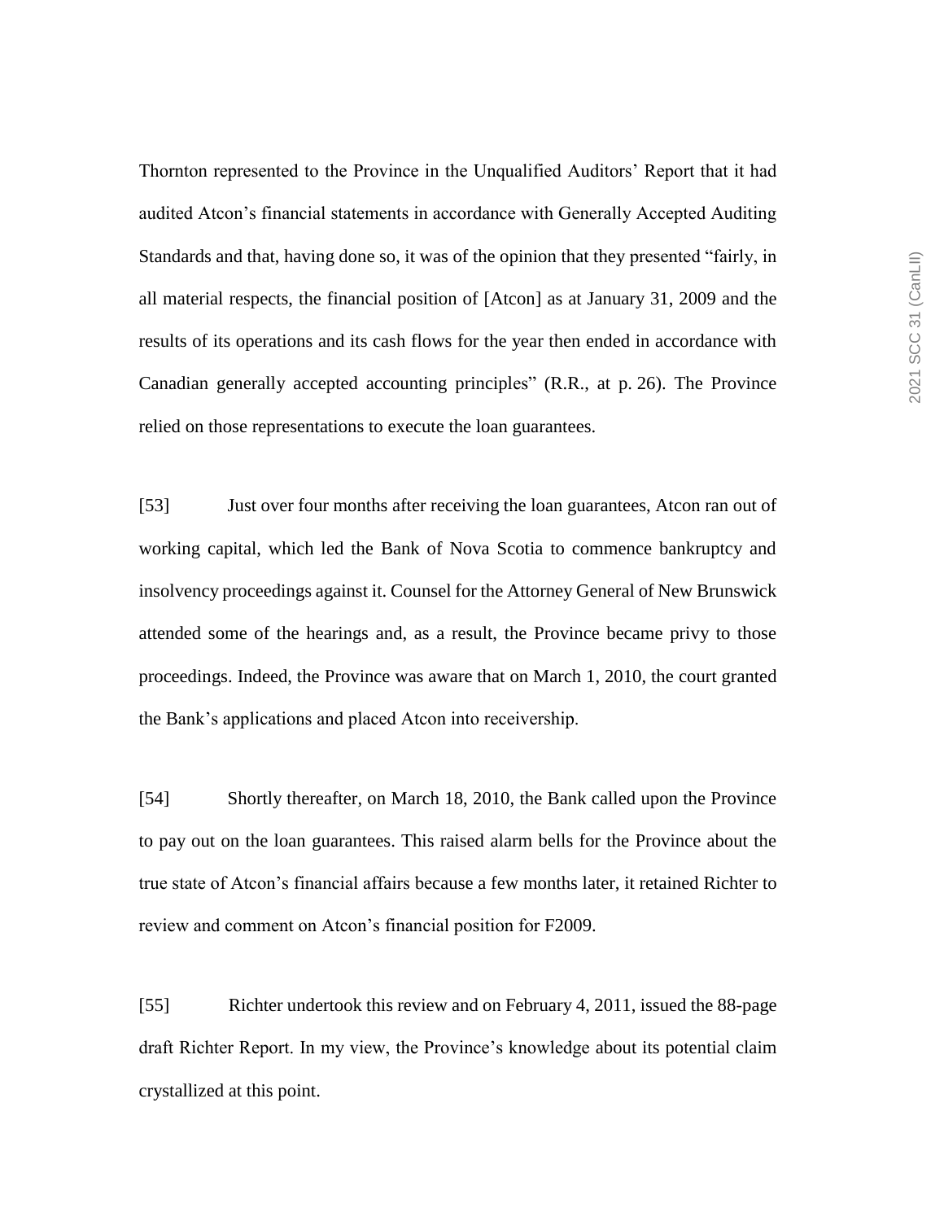Thornton represented to the Province in the Unqualified Auditors' Report that it had audited Atcon's financial statements in accordance with Generally Accepted Auditing Standards and that, having done so, it was of the opinion that they presented "fairly, in all material respects, the financial position of [Atcon] as at January 31, 2009 and the results of its operations and its cash flows for the year then ended in accordance with Canadian generally accepted accounting principles" (R.R., at p. 26). The Province relied on those representations to execute the loan guarantees.

[53] Just over four months after receiving the loan guarantees, Atcon ran out of working capital, which led the Bank of Nova Scotia to commence bankruptcy and insolvency proceedings against it. Counsel for the Attorney General of New Brunswick attended some of the hearings and, as a result, the Province became privy to those proceedings. Indeed, the Province was aware that on March 1, 2010, the court granted the Bank's applications and placed Atcon into receivership.

[54] Shortly thereafter, on March 18, 2010, the Bank called upon the Province to pay out on the loan guarantees. This raised alarm bells for the Province about the true state of Atcon's financial affairs because a few months later, it retained Richter to review and comment on Atcon's financial position for F2009.

[55] Richter undertook this review and on February 4, 2011, issued the 88-page draft Richter Report. In my view, the Province's knowledge about its potential claim crystallized at this point.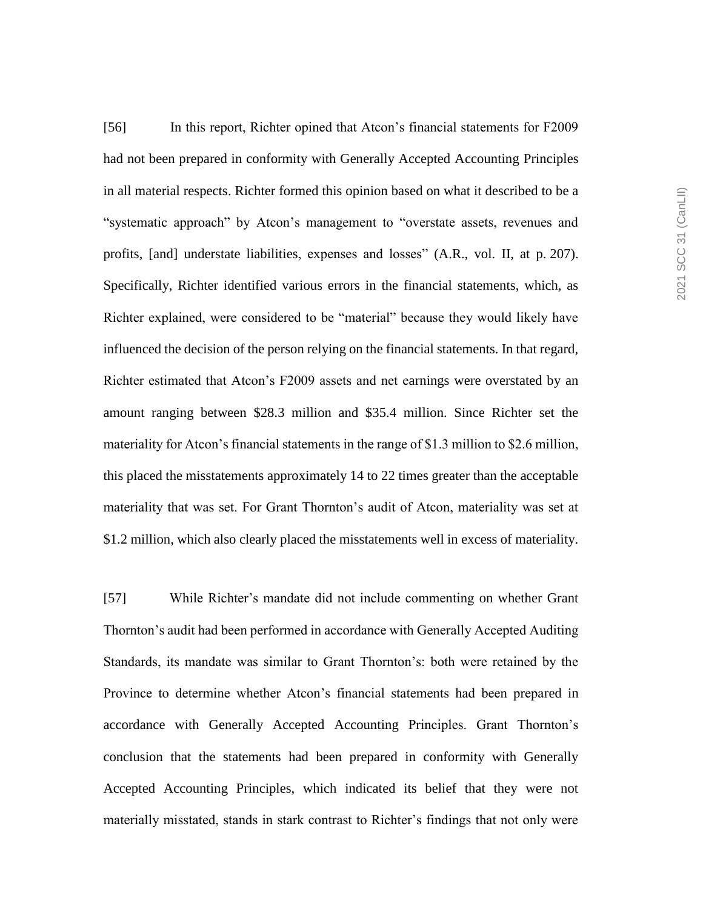[56] In this report, Richter opined that Atcon's financial statements for F2009 had not been prepared in conformity with Generally Accepted Accounting Principles in all material respects. Richter formed this opinion based on what it described to be a "systematic approach" by Atcon's management to "overstate assets, revenues and profits, [and] understate liabilities, expenses and losses" (A.R., vol. II, at p. 207). Specifically, Richter identified various errors in the financial statements, which, as Richter explained, were considered to be "material" because they would likely have influenced the decision of the person relying on the financial statements. In that regard, Richter estimated that Atcon's F2009 assets and net earnings were overstated by an amount ranging between $28.3 million and $35.4 million. Since Richter set the materiality for Atcon's financial statements in the range of $1.3 million to $2.6 million, this placed the misstatements approximately 14 to 22 times greater than the acceptable materiality that was set. For Grant Thornton's audit of Atcon, materiality was set at $1.2 million, which also clearly placed the misstatements well in excess of materiality.

[57] While Richter's mandate did not include commenting on whether Grant Thornton's audit had been performed in accordance with Generally Accepted Auditing Standards, its mandate was similar to Grant Thornton's: both were retained by the Province to determine whether Atcon's financial statements had been prepared in accordance with Generally Accepted Accounting Principles. Grant Thornton's conclusion that the statements had been prepared in conformity with Generally Accepted Accounting Principles, which indicated its belief that they were not materially misstated, stands in stark contrast to Richter's findings that not only were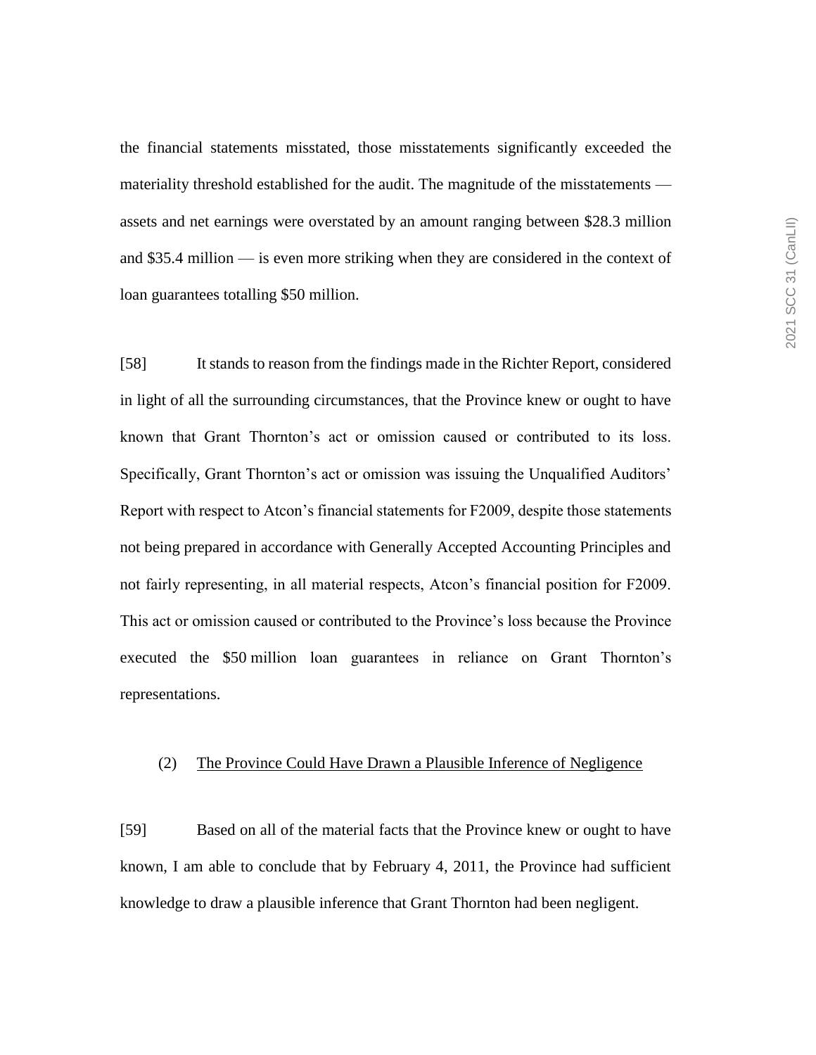the financial statements misstated, those misstatements significantly exceeded the materiality threshold established for the audit. The magnitude of the misstatements — assets and net earnings were overstated by an amount ranging between $28.3 million and $35.4 million — is even more striking when they are considered in the context of loan guarantees totalling $50 million.

[58] It stands to reason from the findings made in the Richter Report, considered in light of all the surrounding circumstances, that the Province knew or ought to have known that Grant Thornton's act or omission caused or contributed to its loss. Specifically, Grant Thornton's act or omission was issuing the Unqualified Auditors' Report with respect to Atcon's financial statements for F2009, despite those statements not being prepared in accordance with Generally Accepted Accounting Principles and not fairly representing, in all material respects, Atcon's financial position for F2009. This act or omission caused or contributed to the Province's loss because the Province executed the $50 million loan guarantees in reliance on Grant Thornton's representations.

### (2) The Province Could Have Drawn a Plausible Inference of Negligence

[59] Based on all of the material facts that the Province knew or ought to have known, I am able to conclude that by February 4, 2011, the Province had sufficient knowledge to draw a plausible inference that Grant Thornton had been negligent.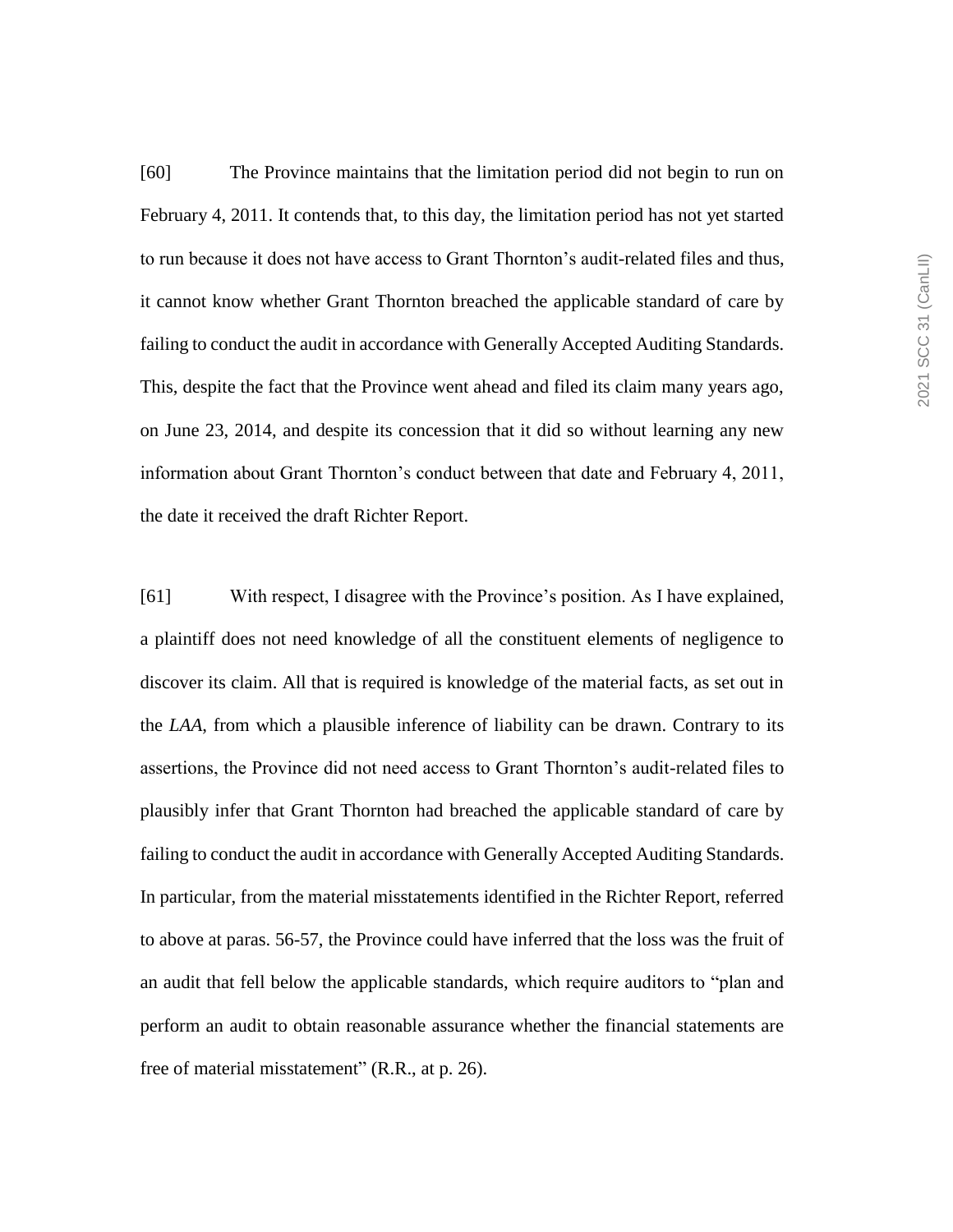[60] The Province maintains that the limitation period did not begin to run on February 4, 2011. It contends that, to this day, the limitation period has not yet started to run because it does not have access to Grant Thornton's audit-related files and thus, it cannot know whether Grant Thornton breached the applicable standard of care by failing to conduct the audit in accordance with Generally Accepted Auditing Standards. This, despite the fact that the Province went ahead and filed its claim many years ago, on June 23, 2014, and despite its concession that it did so without learning any new information about Grant Thornton's conduct between that date and February 4, 2011, the date it received the draft Richter Report.

[61] With respect, I disagree with the Province's position. As I have explained, a plaintiff does not need knowledge of all the constituent elements of negligence to discover its claim. All that is required is knowledge of the material facts, as set out in the *LAA*, from which a plausible inference of liability can be drawn. Contrary to its assertions, the Province did not need access to Grant Thornton's audit-related files to plausibly infer that Grant Thornton had breached the applicable standard of care by failing to conduct the audit in accordance with Generally Accepted Auditing Standards. In particular, from the material misstatements identified in the Richter Report, referred to above at paras. 56-57, the Province could have inferred that the loss was the fruit of an audit that fell below the applicable standards, which require auditors to "plan and perform an audit to obtain reasonable assurance whether the financial statements are free of material misstatement" (R.R., at p. 26).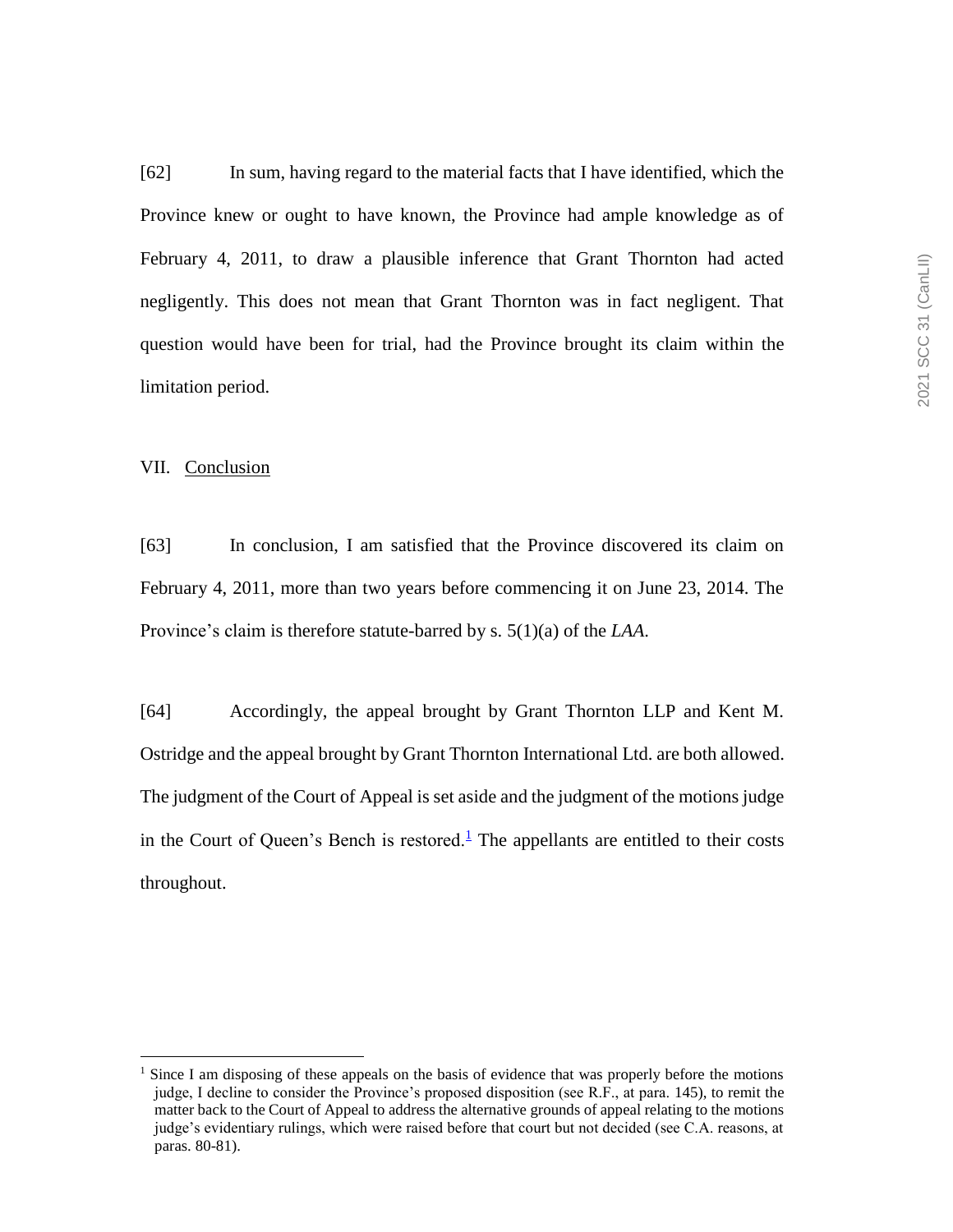[62] In sum, having regard to the material facts that I have identified, which the Province knew or ought to have known, the Province had ample knowledge as of February 4, 2011, to draw a plausible inference that Grant Thornton had acted negligently. This does not mean that Grant Thornton was in fact negligent. That question would have been for trial, had the Province brought its claim within the limitation period.

## VII. Conclusion

[63] In conclusion, I am satisfied that the Province discovered its claim on February 4, 2011, more than two years before commencing it on June 23, 2014. The Province's claim is therefore statute-barred by s. 5(1)(a) of the *LAA*.

[64] Accordingly, the appeal brought by Grant Thornton LLP and Kent M. Ostridge and the appeal brought by Grant Thornton International Ltd. are both allowed. The judgment of the Court of Appeal is set aside and the judgment of the motions judge in the Court of Queen's Bench is restored.[1] The appellants are entitled to their costs throughout.

---

[1] Since I am disposing of these appeals on the basis of evidence that was properly before the motions judge, I decline to consider the Province's proposed disposition (see R.F., at para. 145), to remit the matter back to the Court of Appeal to address the alternative grounds of appeal relating to the motions judge's evidentiary rulings, which were raised before that court but not decided (see C.A. reasons, at paras. 80-81).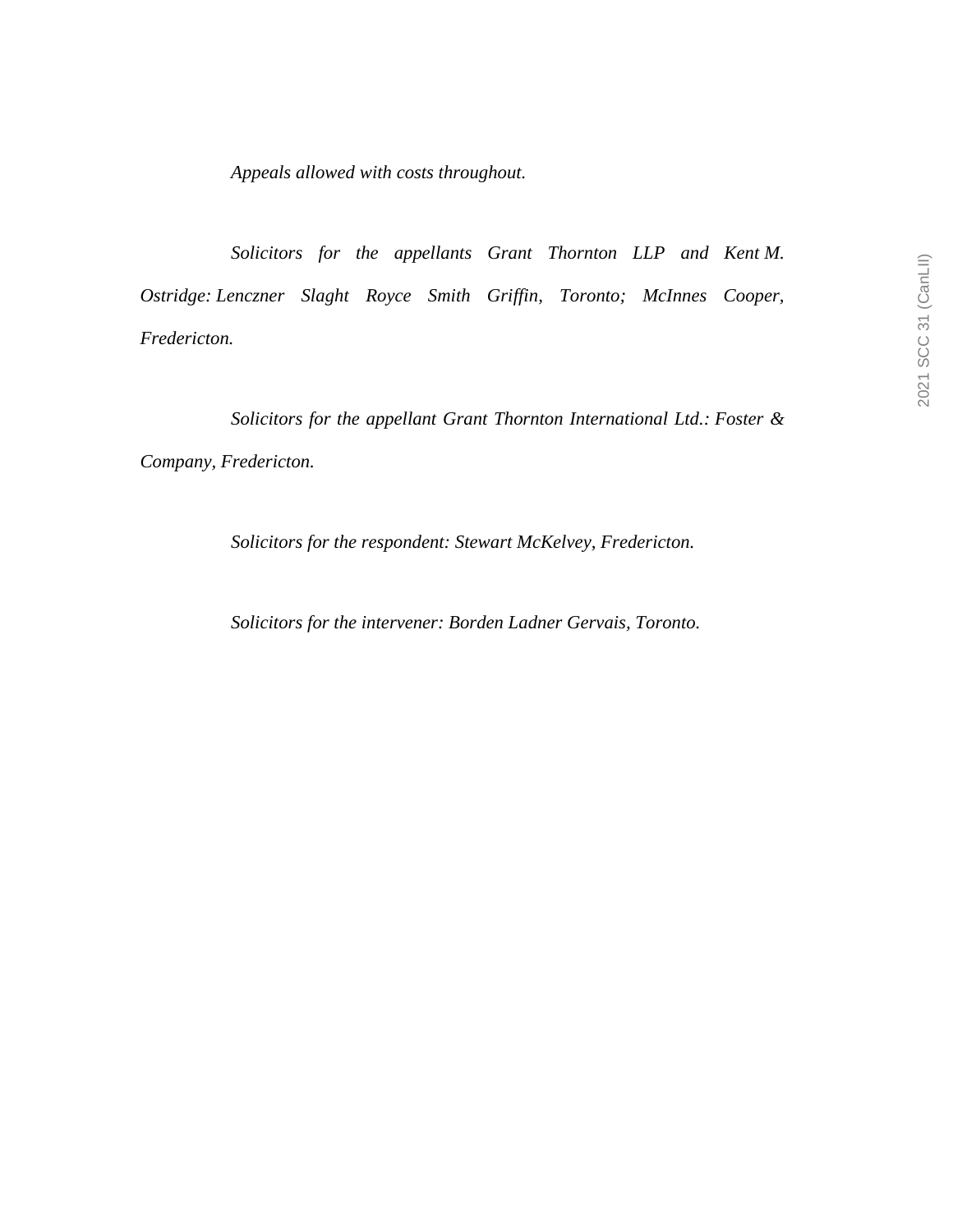*Appeals allowed with costs throughout.*

*Solicitors for the appellants Grant Thornton LLP and Kent M. Ostridge: Lenczner Slaght Royce Smith Griffin, Toronto; McInnes Cooper, Fredericton.*

*Solicitors for the appellant Grant Thornton International Ltd.: Foster & Company, Fredericton.*

*Solicitors for the respondent: Stewart McKelvey, Fredericton.*

*Solicitors for the intervener: Borden Ladner Gervais, Toronto.*